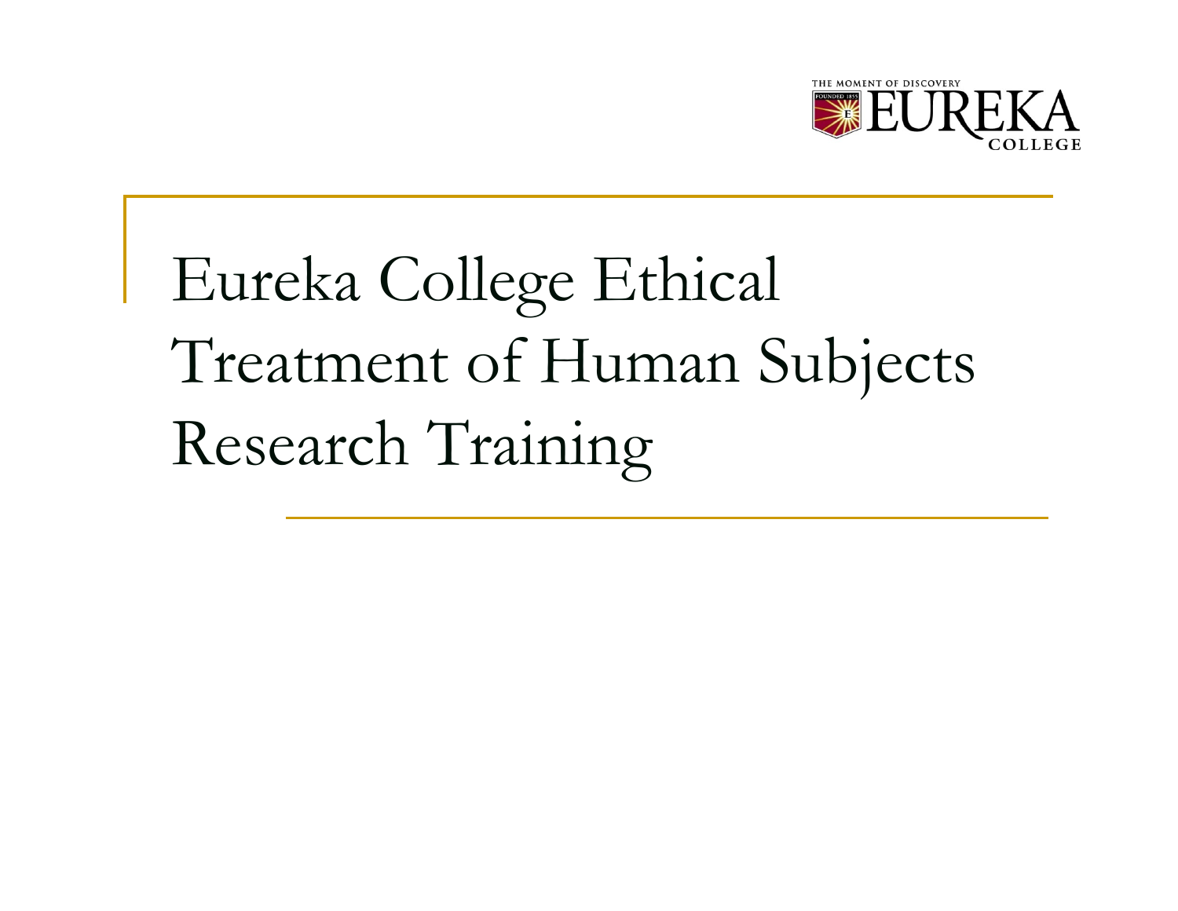# Eureka College Ethical Treatment of Human Subjects Research Training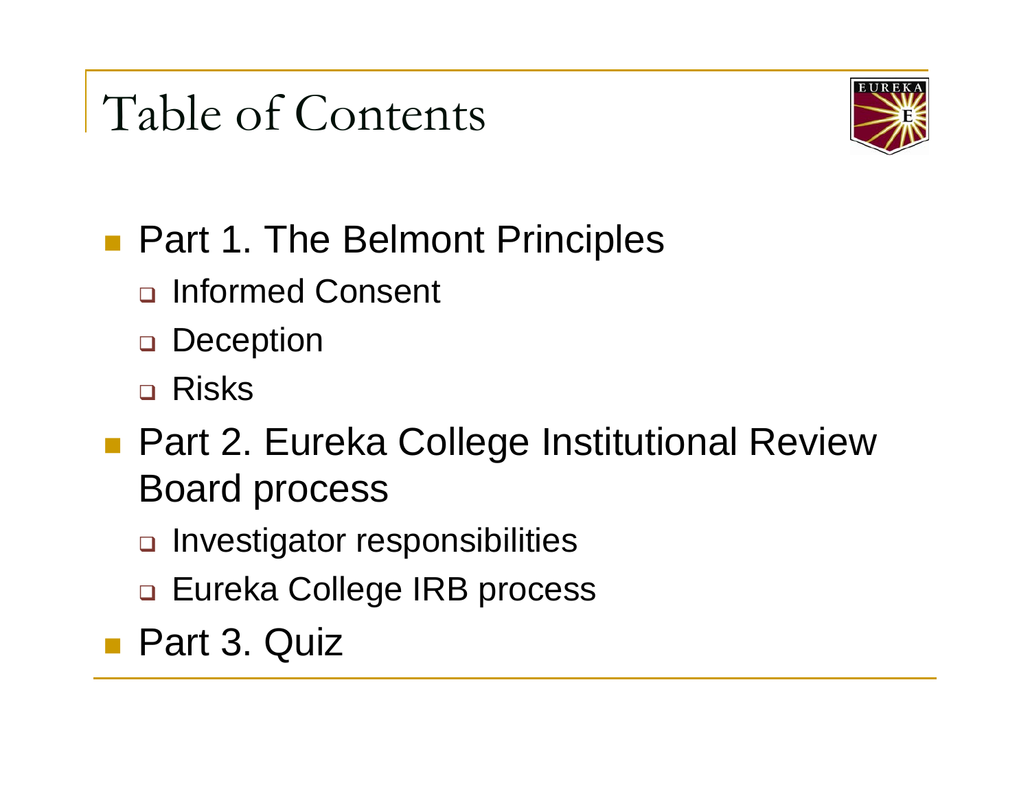# Table of Contents

- Part 1. The Belmont Principles
  - Informed Consent
  - Deception
  - Risks
- Part 2. Eureka College Institutional Review Board process
  - Investigator responsibilities
  - Eureka College IRB process
- Part 3. Quiz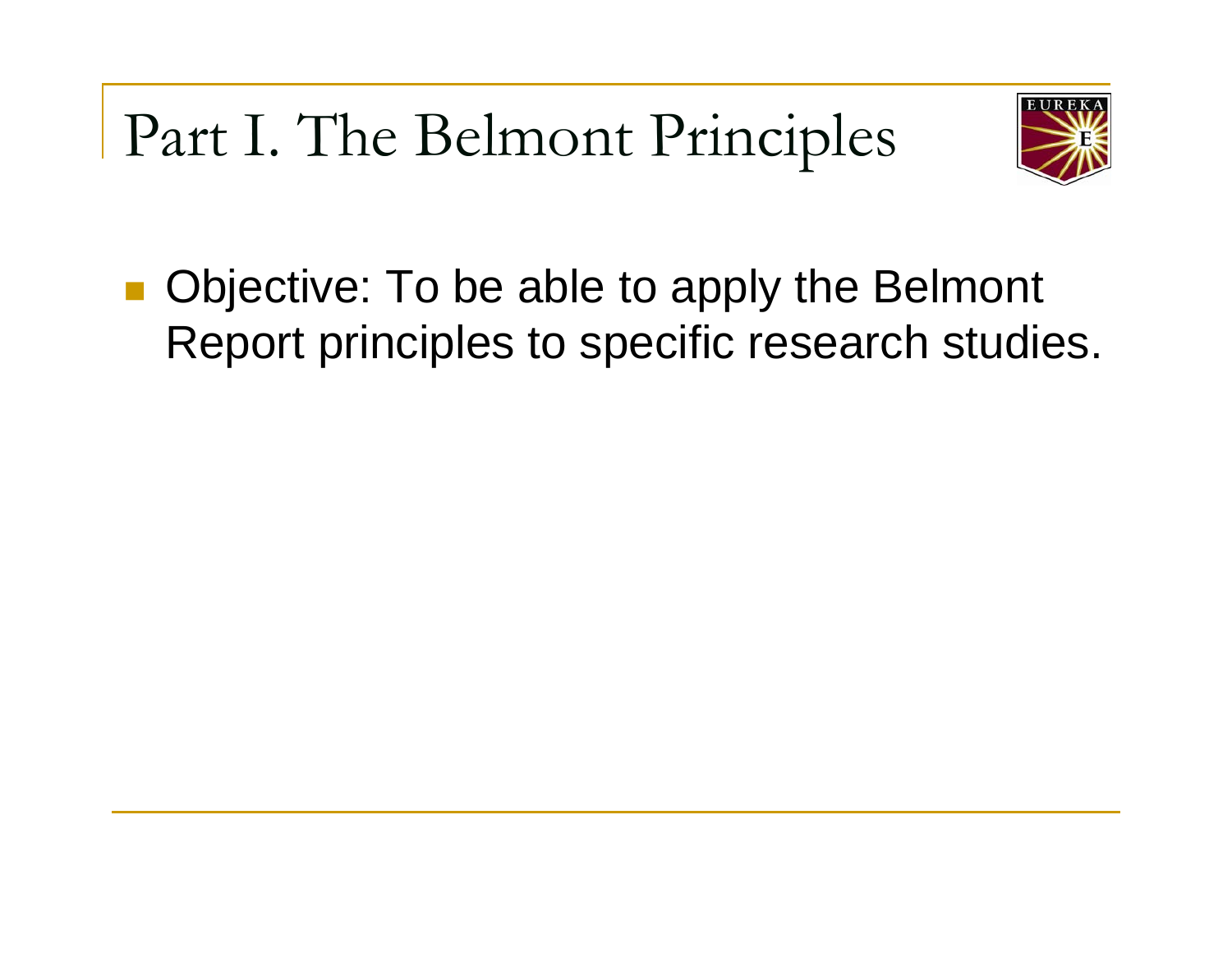# Part I. The Belmont Principles

- Objective: To be able to apply the Belmont Report principles to specific research studies.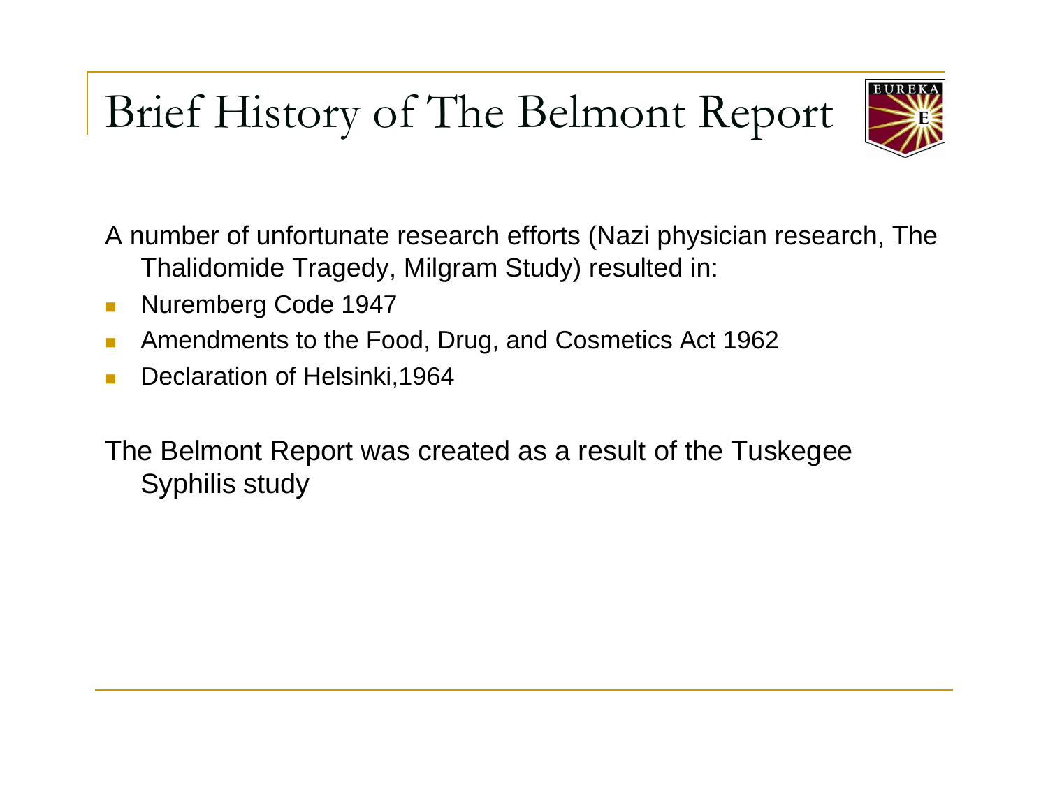# Brief History of The Belmont Report

A number of unfortunate research efforts (Nazi physician research, The Thalidomide Tragedy, Milgram Study) resulted in:

- Nuremberg Code 1947
- Amendments to the Food, Drug, and Cosmetics Act 1962
- Declaration of Helsinki,1964

The Belmont Report was created as a result of the Tuskegee Syphilis study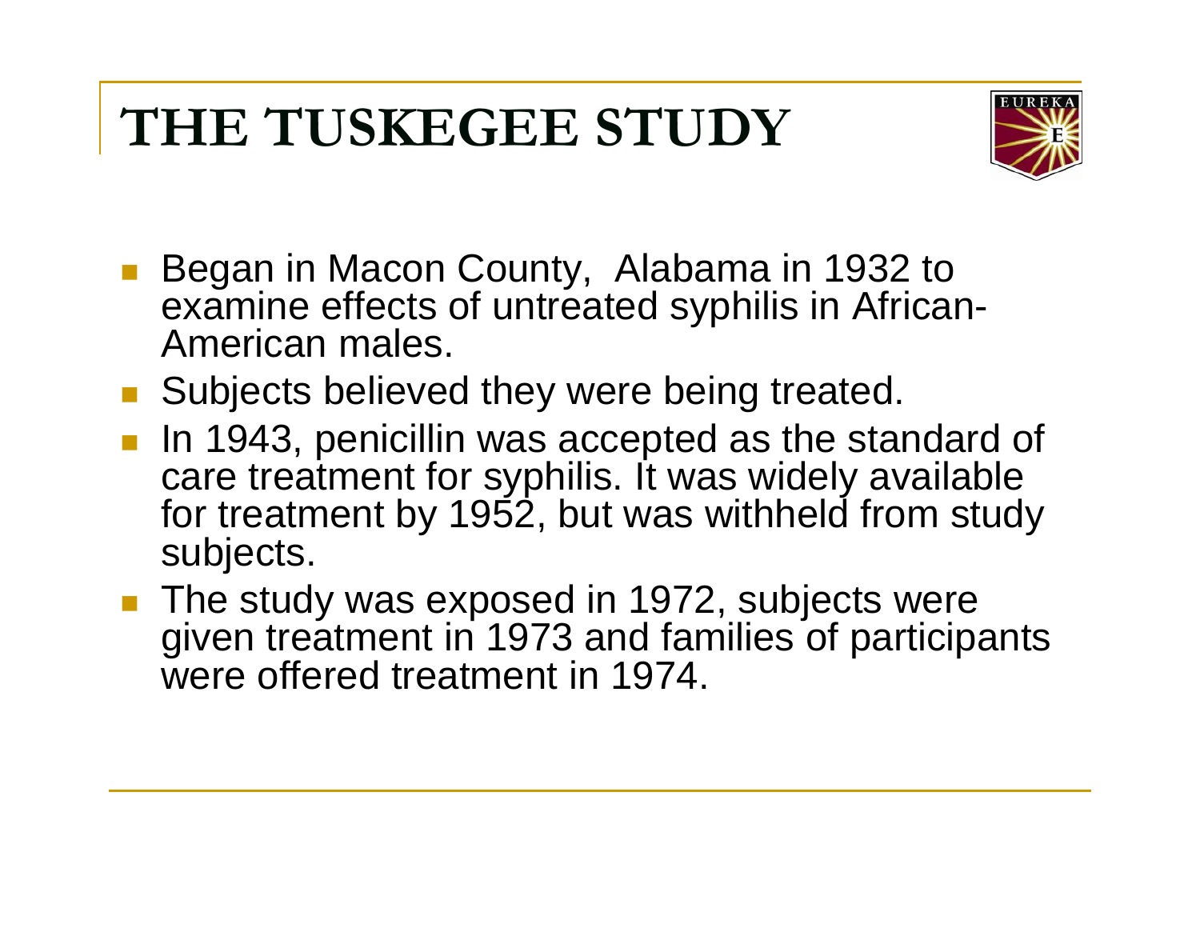# THE TUSKEGEE STUDY

- Began in Macon County, Alabama in 1932 to examine effects of untreated syphilis in African-American males.
- Subjects believed they were being treated.
- In 1943, penicillin was accepted as the standard of care treatment for syphilis. It was widely available for treatment by 1952, but was withheld from study subjects.
- The study was exposed in 1972, subjects were given treatment in 1973 and families of participants were offered treatment in 1974.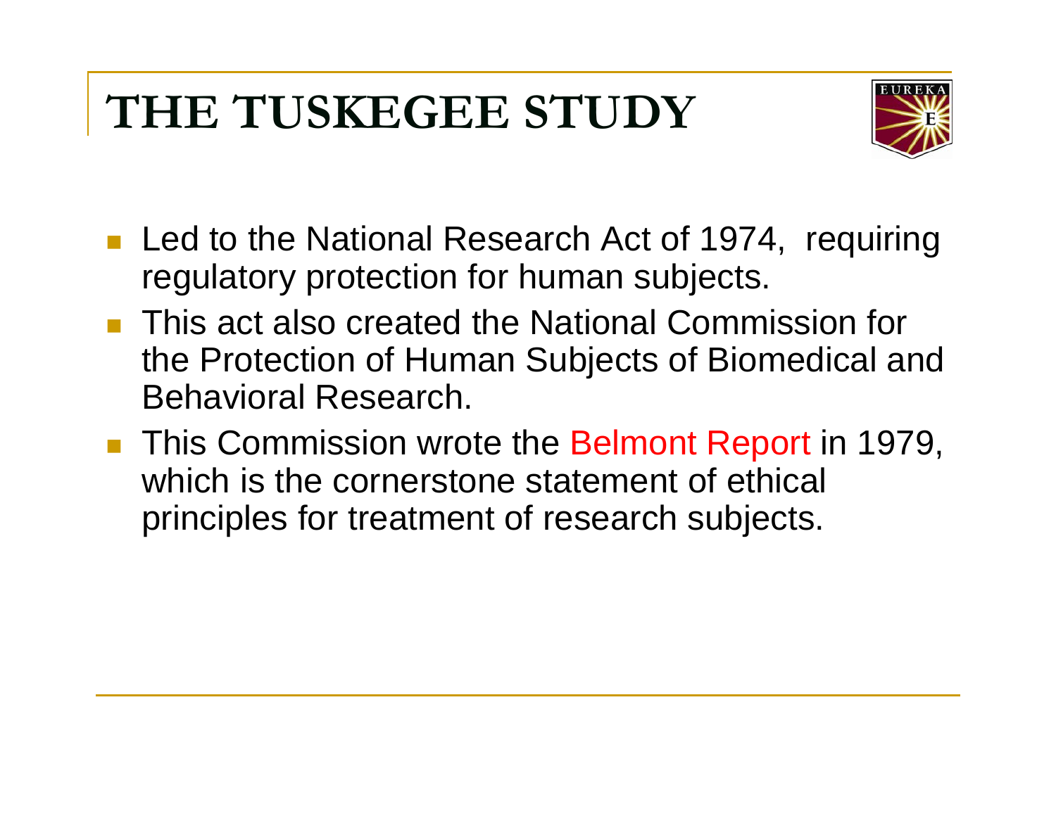# THE TUSKEGEE STUDY

- Led to the National Research Act of 1974, requiring regulatory protection for human subjects.
- This act also created the National Commission for the Protection of Human Subjects of Biomedical and Behavioral Research.
- This Commission wrote the Belmont Report in 1979, which is the cornerstone statement of ethical principles for treatment of research subjects.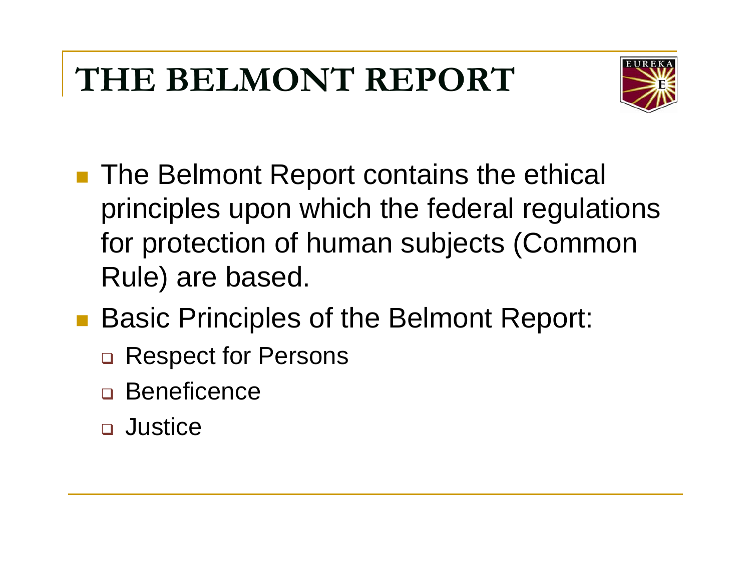# THE BELMONT REPORT

- The Belmont Report contains the ethical principles upon which the federal regulations for protection of human subjects (Common Rule) are based.
- Basic Principles of the Belmont Report:
  - Respect for Persons
  - Beneficence
  - Justice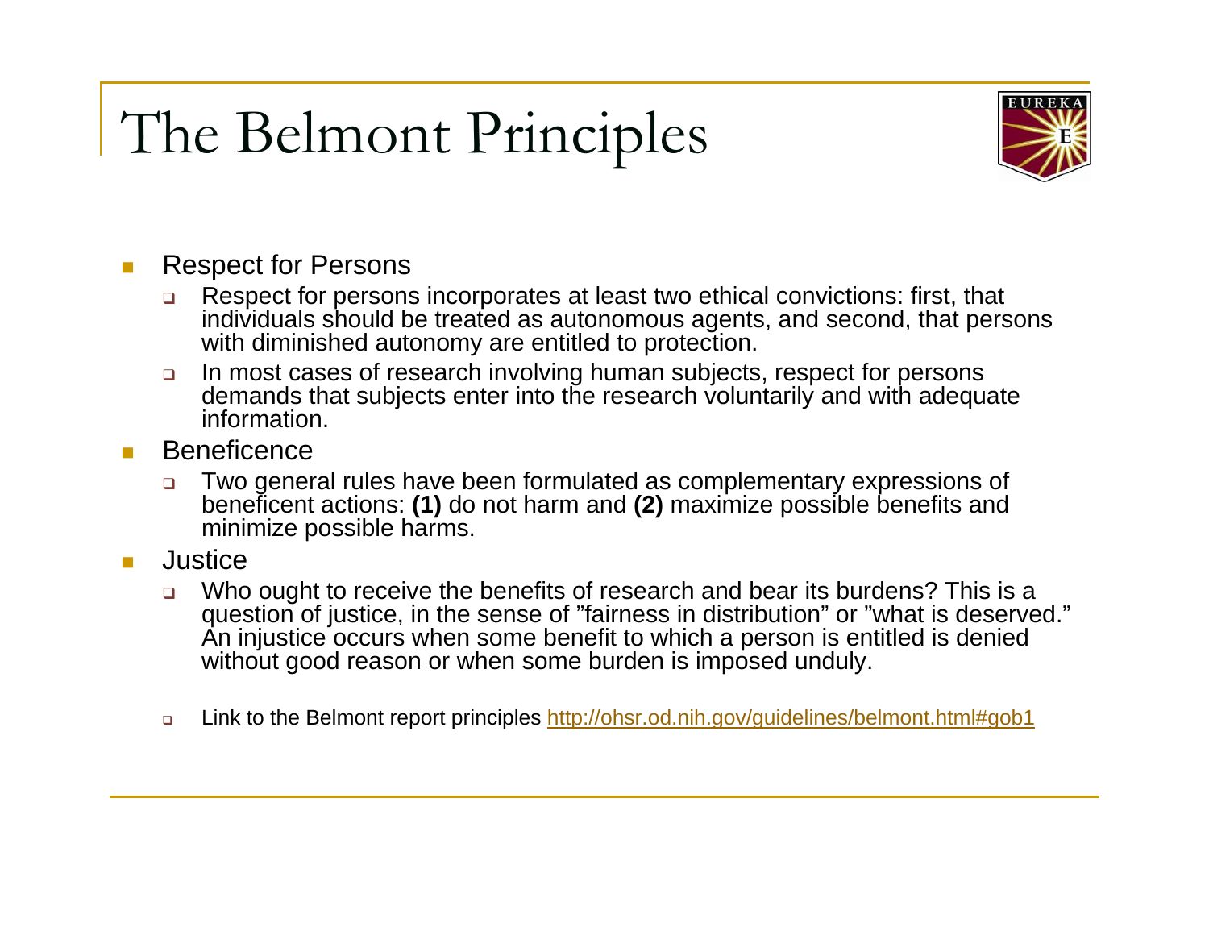# The Belmont Principles

- Respect for Persons
  - Respect for persons incorporates at least two ethical convictions: first, that individuals should be treated as autonomous agents, and second, that persons with diminished autonomy are entitled to protection.
  - In most cases of research involving human subjects, respect for persons demands that subjects enter into the research voluntarily and with adequate information.
- Beneficence
  - Two general rules have been formulated as complementary expressions of beneficent actions: **(1)** do not harm and **(2)** maximize possible benefits and minimize possible harms.
- Justice
  - Who ought to receive the benefits of research and bear its burdens? This is a question of justice, in the sense of "fairness in distribution" or "what is deserved." An injustice occurs when some benefit to which a person is entitled is denied without good reason or when some burden is imposed unduly.

  - Link to the Belmont report principles [http://ohsr.od.nih.gov/guidelines/belmont.html#gob1](http://ohsr.od.nih.gov/guidelines/belmont.html#gob1)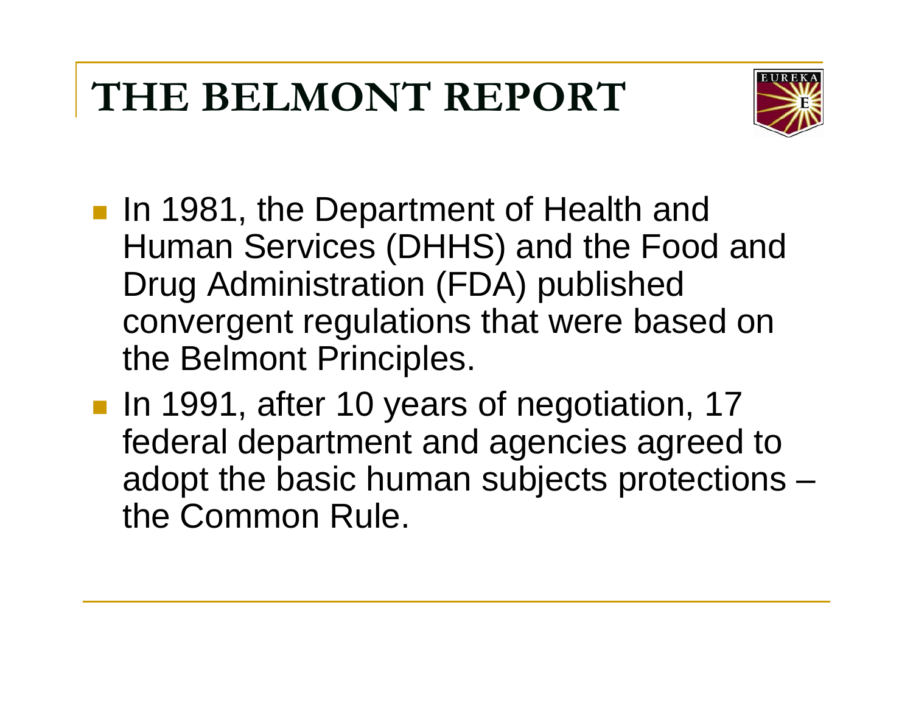# THE BELMONT REPORT

- In 1981, the Department of Health and Human Services (DHHS) and the Food and Drug Administration (FDA) published convergent regulations that were based on the Belmont Principles.
- In 1991, after 10 years of negotiation, 17 federal department and agencies agreed to adopt the basic human subjects protections – the Common Rule.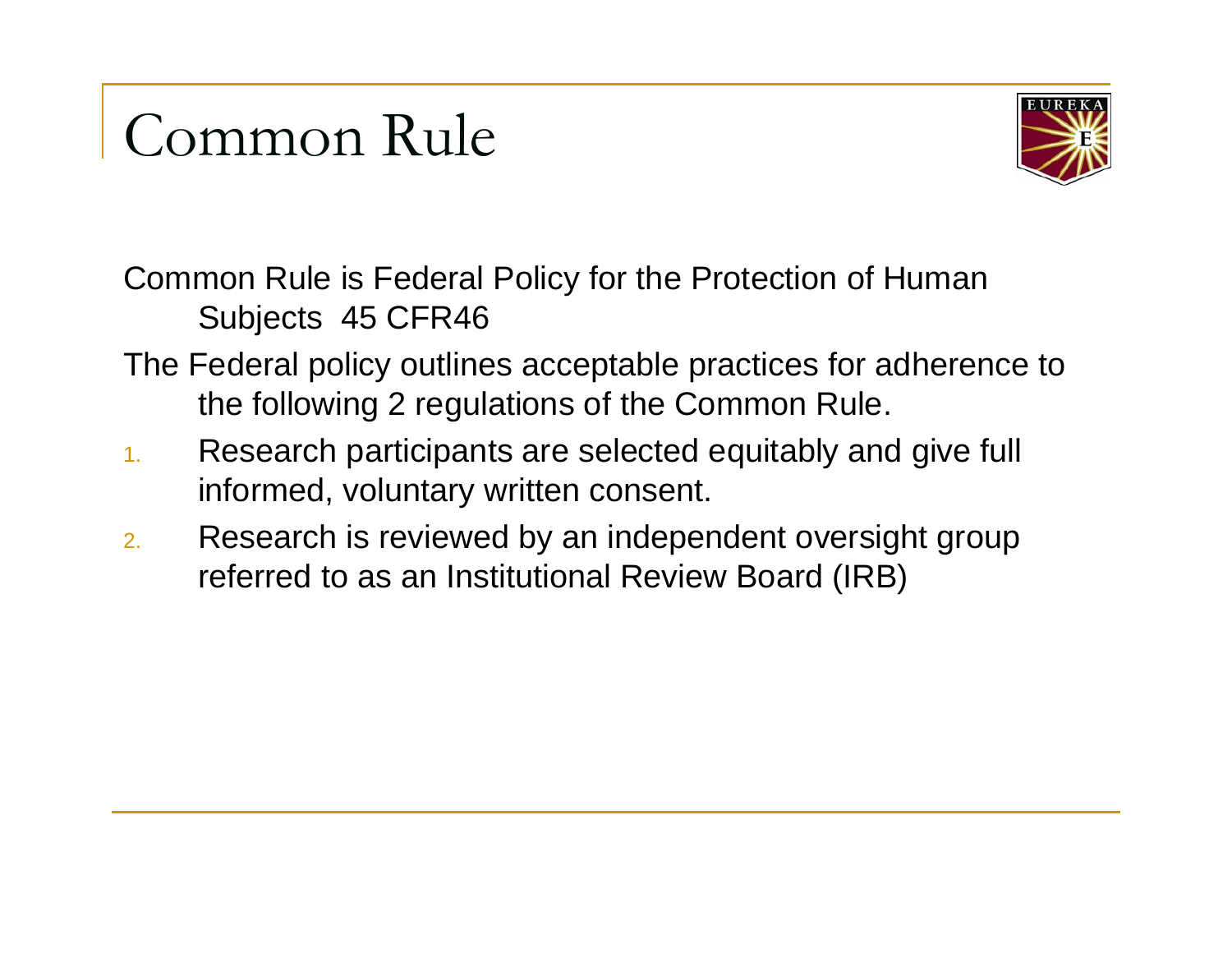# Common Rule

Common Rule is Federal Policy for the Protection of Human Subjects 45 CFR46

The Federal policy outlines acceptable practices for adherence to the following 2 regulations of the Common Rule.

1. Research participants are selected equitably and give full informed, voluntary written consent.
2. Research is reviewed by an independent oversight group referred to as an Institutional Review Board (IRB)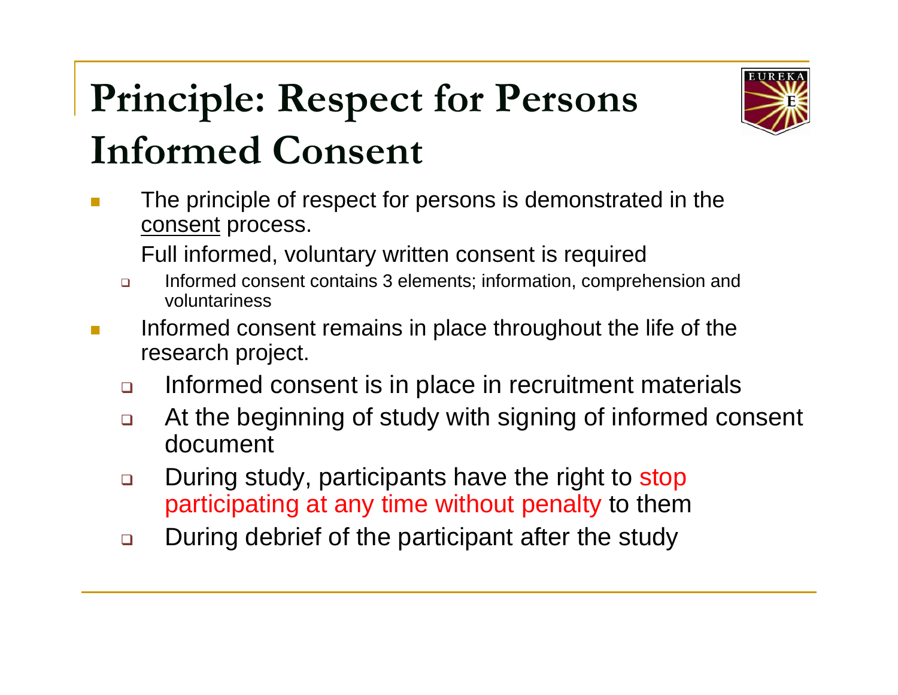# Principle: Respect for Persons Informed Consent

- The principle of respect for persons is demonstrated in the consent process.

  Full informed, voluntary written consent is required

  - Informed consent contains 3 elements; information, comprehension and voluntariness
- Informed consent remains in place throughout the life of the research project.
  - Informed consent is in place in recruitment materials
  - At the beginning of study with signing of informed consent document
  - During study, participants have the right to stop participating at any time without penalty to them
  - During debrief of the participant after the study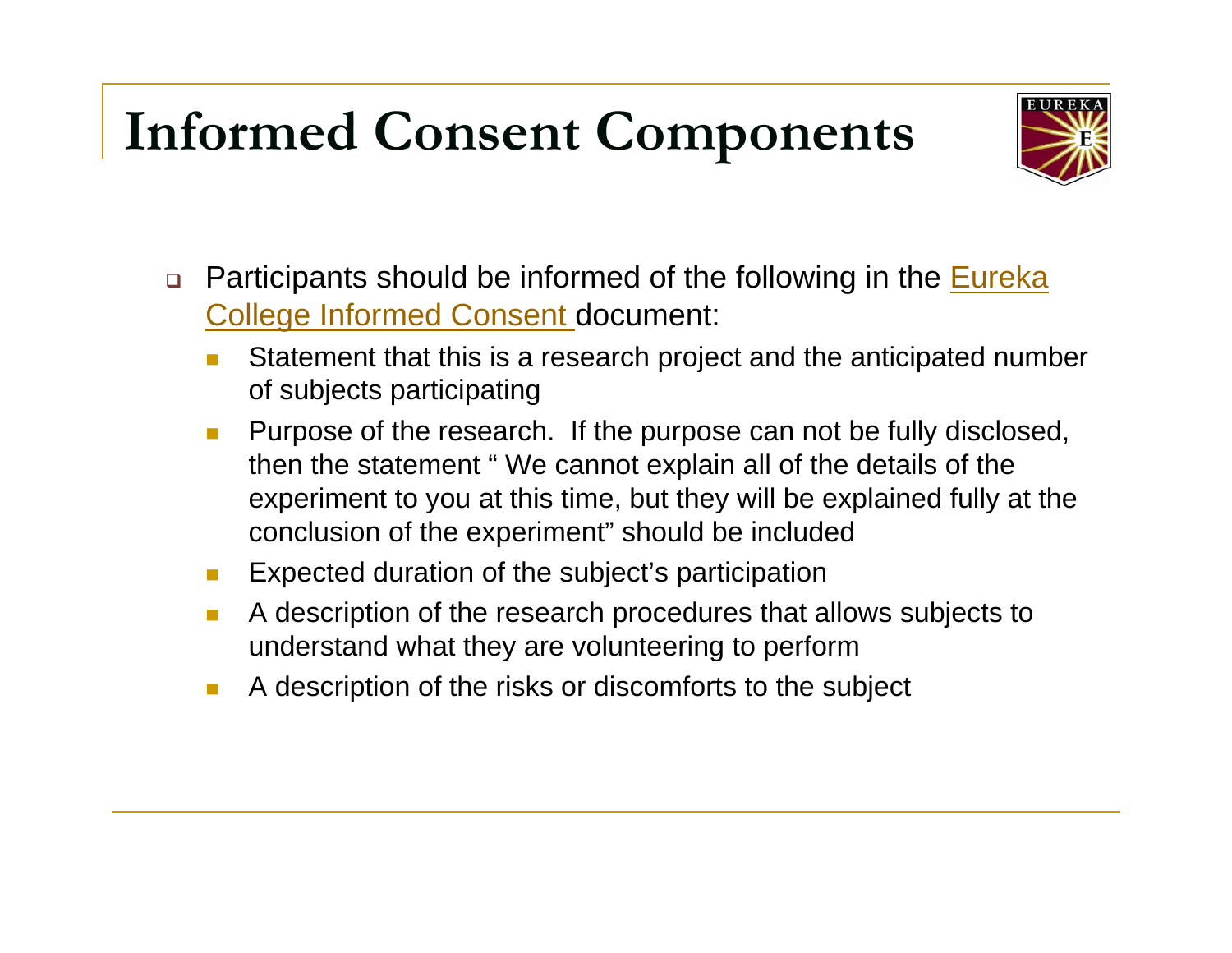# Informed Consent Components

- Participants should be informed of the following in the Eureka College Informed Consent document:
  - Statement that this is a research project and the anticipated number of subjects participating
  - Purpose of the research. If the purpose can not be fully disclosed, then the statement " We cannot explain all of the details of the experiment to you at this time, but they will be explained fully at the conclusion of the experiment" should be included
  - Expected duration of the subject's participation
  - A description of the research procedures that allows subjects to understand what they are volunteering to perform
  - A description of the risks or discomforts to the subject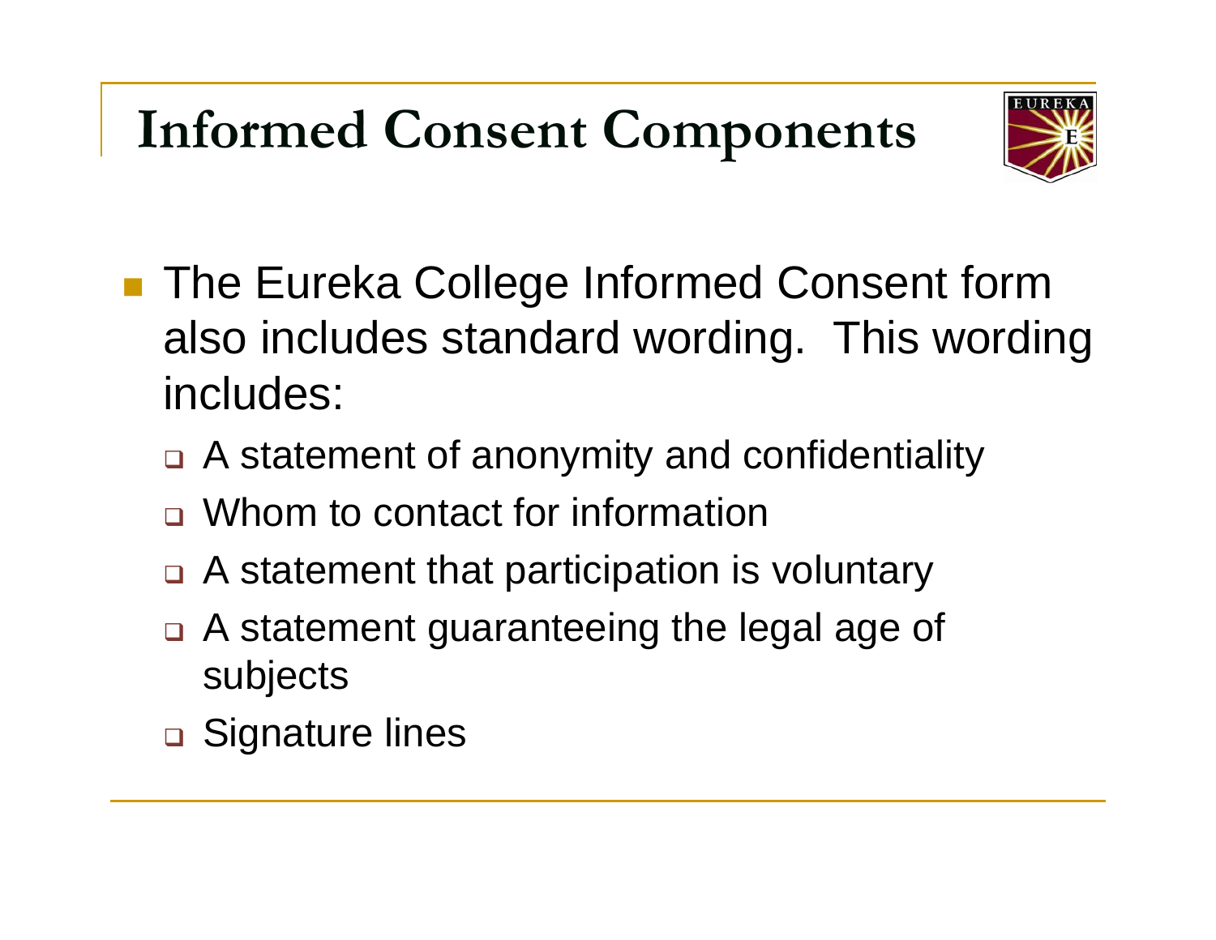# Informed Consent Components

- The Eureka College Informed Consent form also includes standard wording. This wording includes:
  - A statement of anonymity and confidentiality
  - Whom to contact for information
  - A statement that participation is voluntary
  - A statement guaranteeing the legal age of subjects
  - Signature lines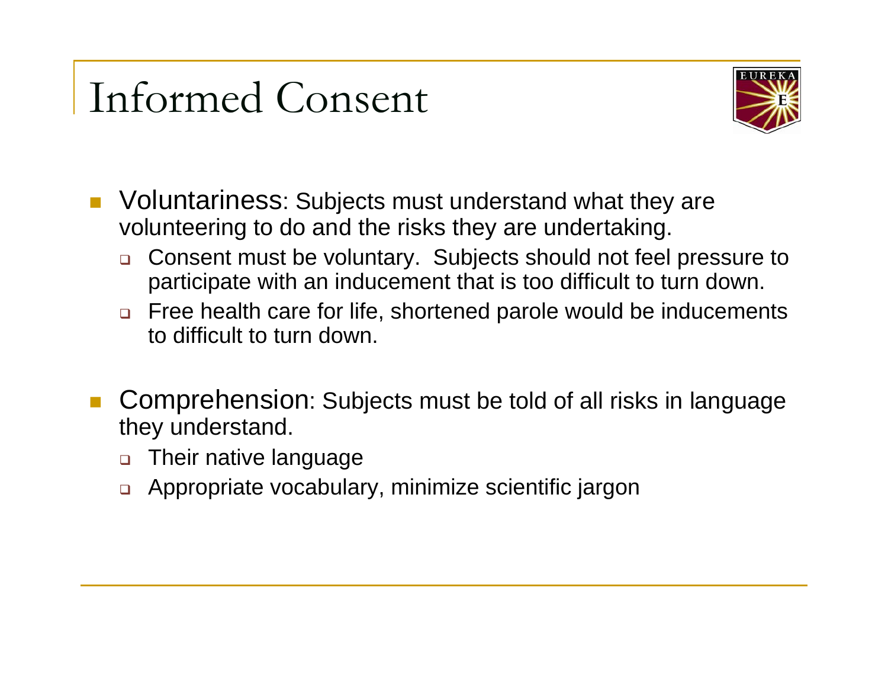# Informed Consent

- Voluntariness: Subjects must understand what they are volunteering to do and the risks they are undertaking.
  - Consent must be voluntary. Subjects should not feel pressure to participate with an inducement that is too difficult to turn down.
  - Free health care for life, shortened parole would be inducements to difficult to turn down.
- Comprehension: Subjects must be told of all risks in language they understand.
  - Their native language
  - Appropriate vocabulary, minimize scientific jargon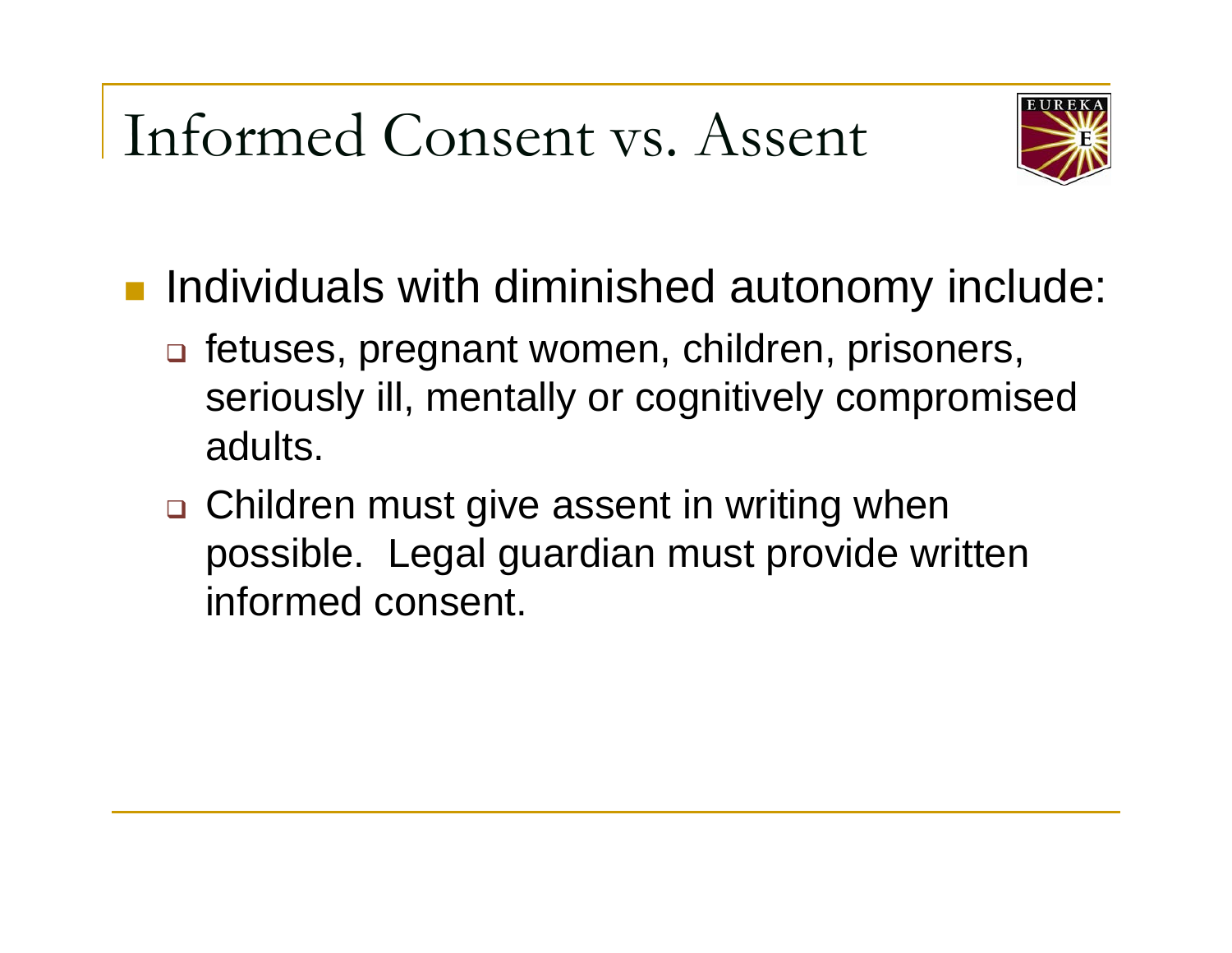# Informed Consent vs. Assent

- Individuals with diminished autonomy include:
  - fetuses, pregnant women, children, prisoners, seriously ill, mentally or cognitively compromised adults.
  - Children must give assent in writing when possible. Legal guardian must provide written informed consent.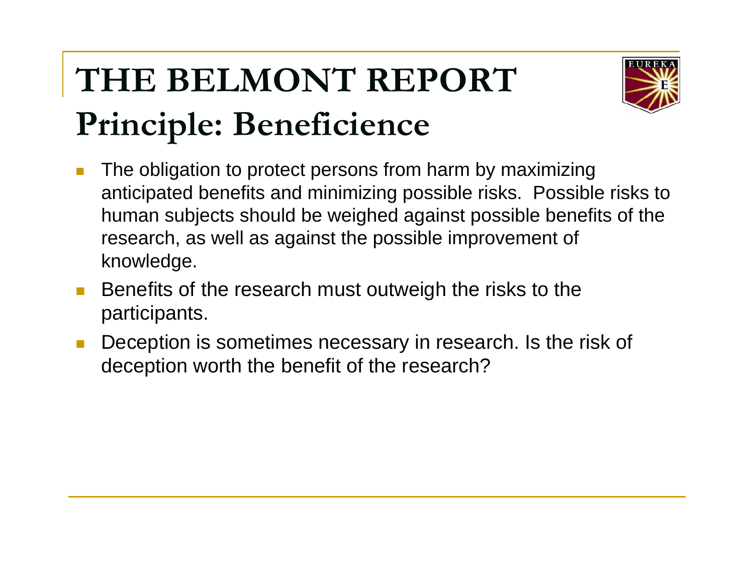# THE BELMONT REPORT

## Principle: Beneficience

- The obligation to protect persons from harm by maximizing anticipated benefits and minimizing possible risks. Possible risks to human subjects should be weighed against possible benefits of the research, as well as against the possible improvement of knowledge.
- Benefits of the research must outweigh the risks to the participants.
- Deception is sometimes necessary in research. Is the risk of deception worth the benefit of the research?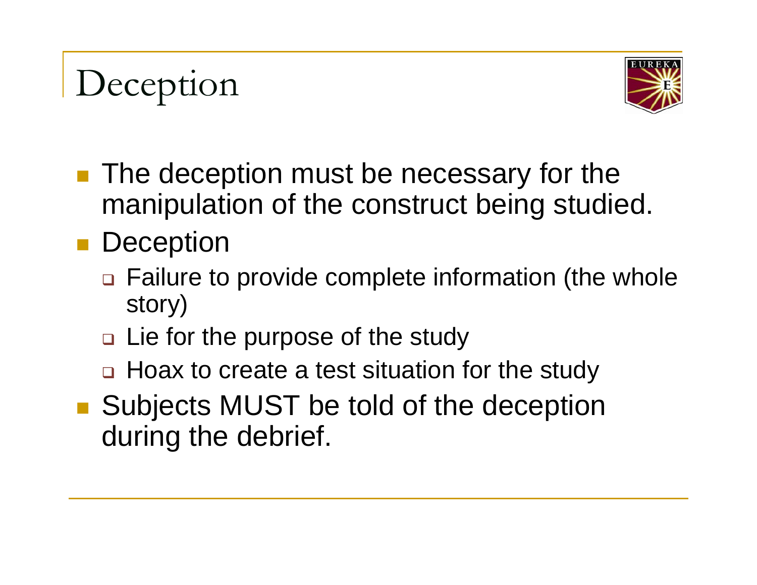# Deception

- The deception must be necessary for the manipulation of the construct being studied.
- Deception
  - Failure to provide complete information (the whole story)
  - Lie for the purpose of the study
  - Hoax to create a test situation for the study
- Subjects MUST be told of the deception during the debrief.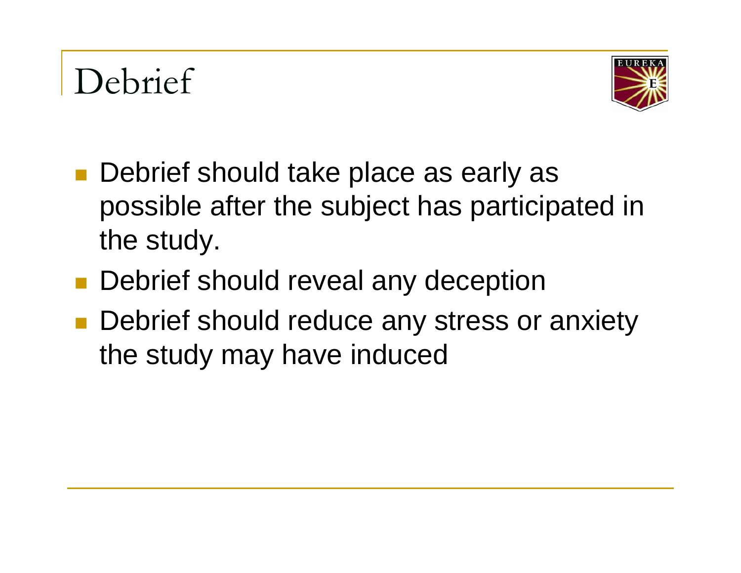# Debrief

- Debrief should take place as early as possible after the subject has participated in the study.
- Debrief should reveal any deception
- Debrief should reduce any stress or anxiety the study may have induced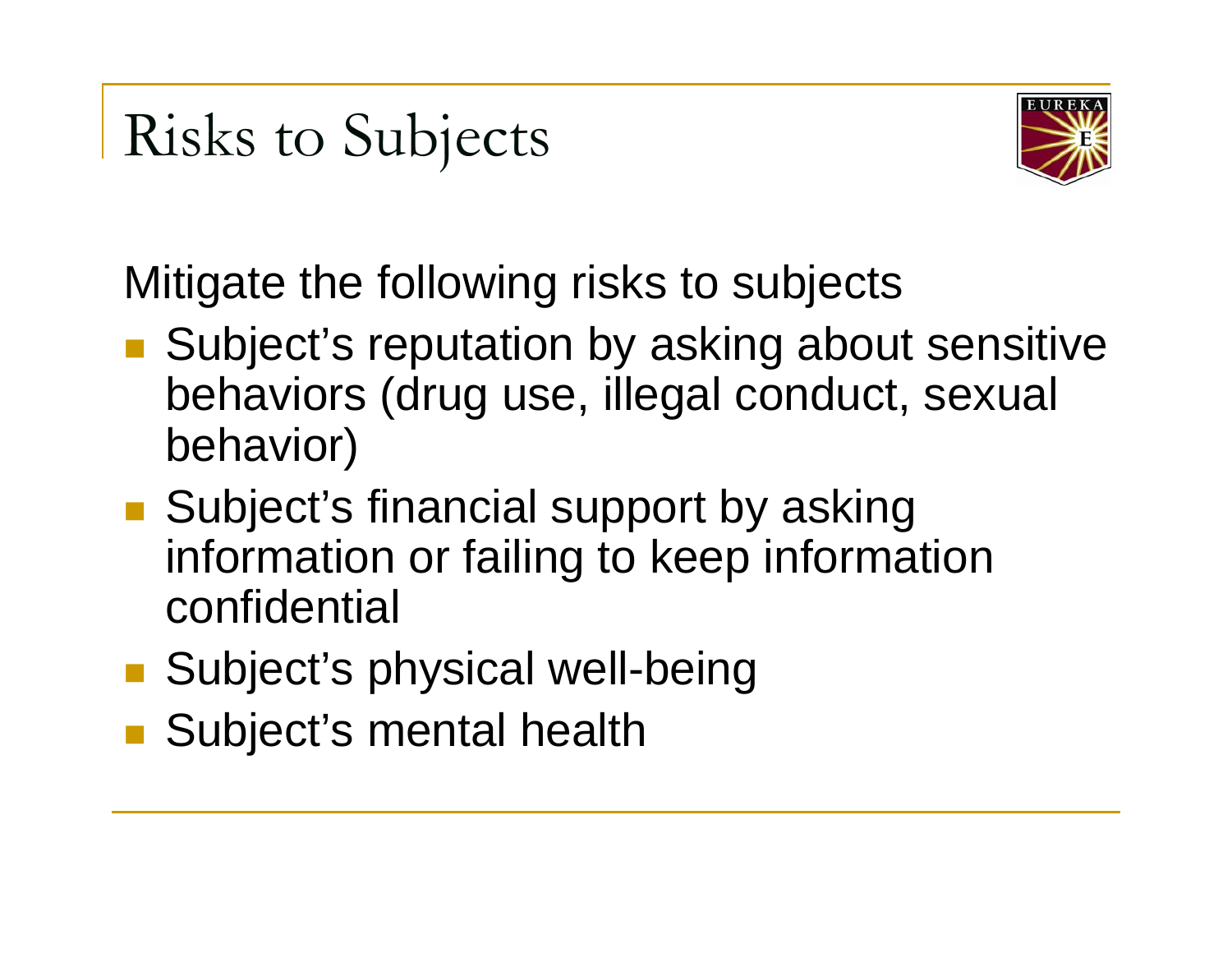# Risks to Subjects

Mitigate the following risks to subjects

- Subject's reputation by asking about sensitive behaviors (drug use, illegal conduct, sexual behavior)
- Subject's financial support by asking information or failing to keep information confidential
- Subject's physical well-being
- Subject's mental health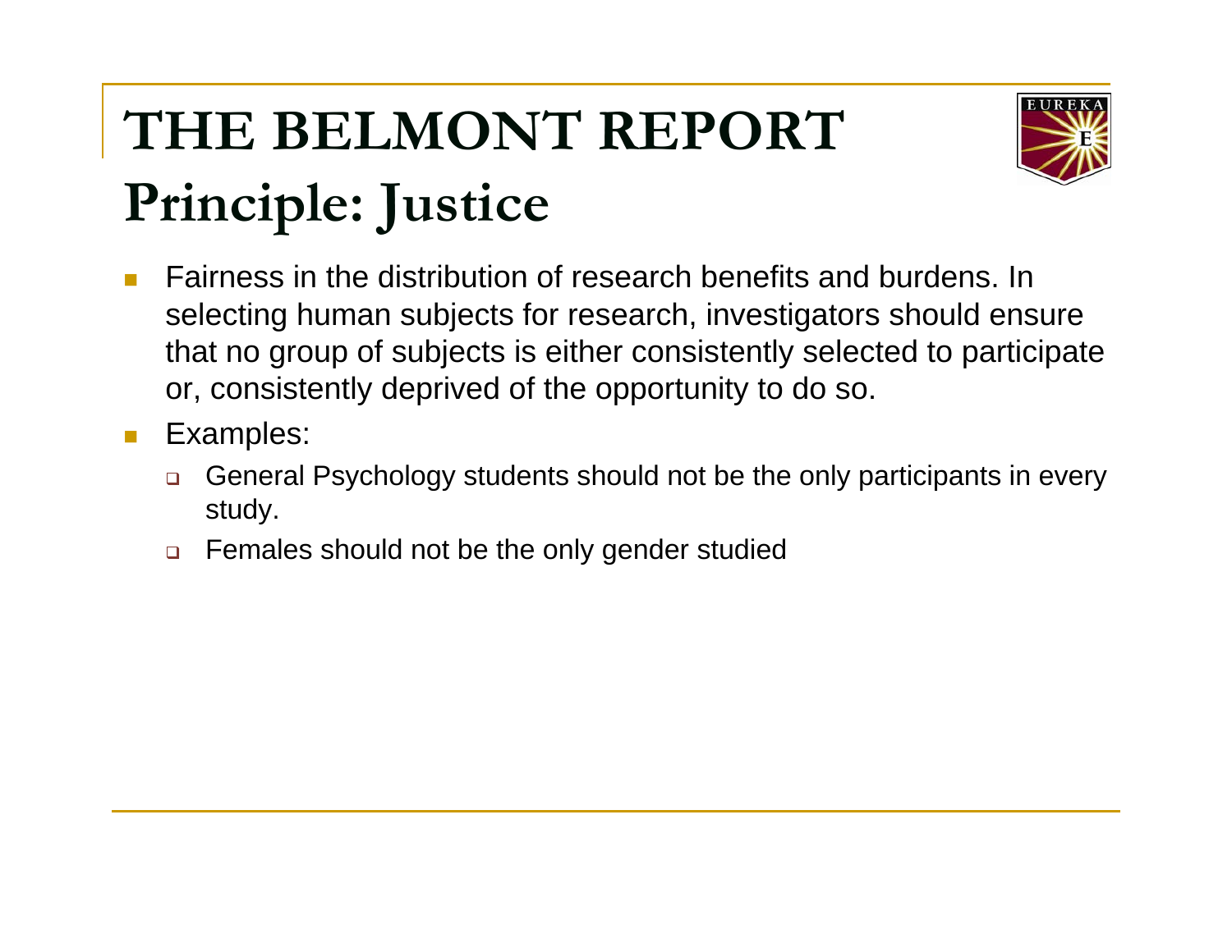# THE BELMONT REPORT

## Principle: Justice

- Fairness in the distribution of research benefits and burdens. In selecting human subjects for research, investigators should ensure that no group of subjects is either consistently selected to participate or, consistently deprived of the opportunity to do so.
- Examples:
  - General Psychology students should not be the only participants in every study.
  - Females should not be the only gender studied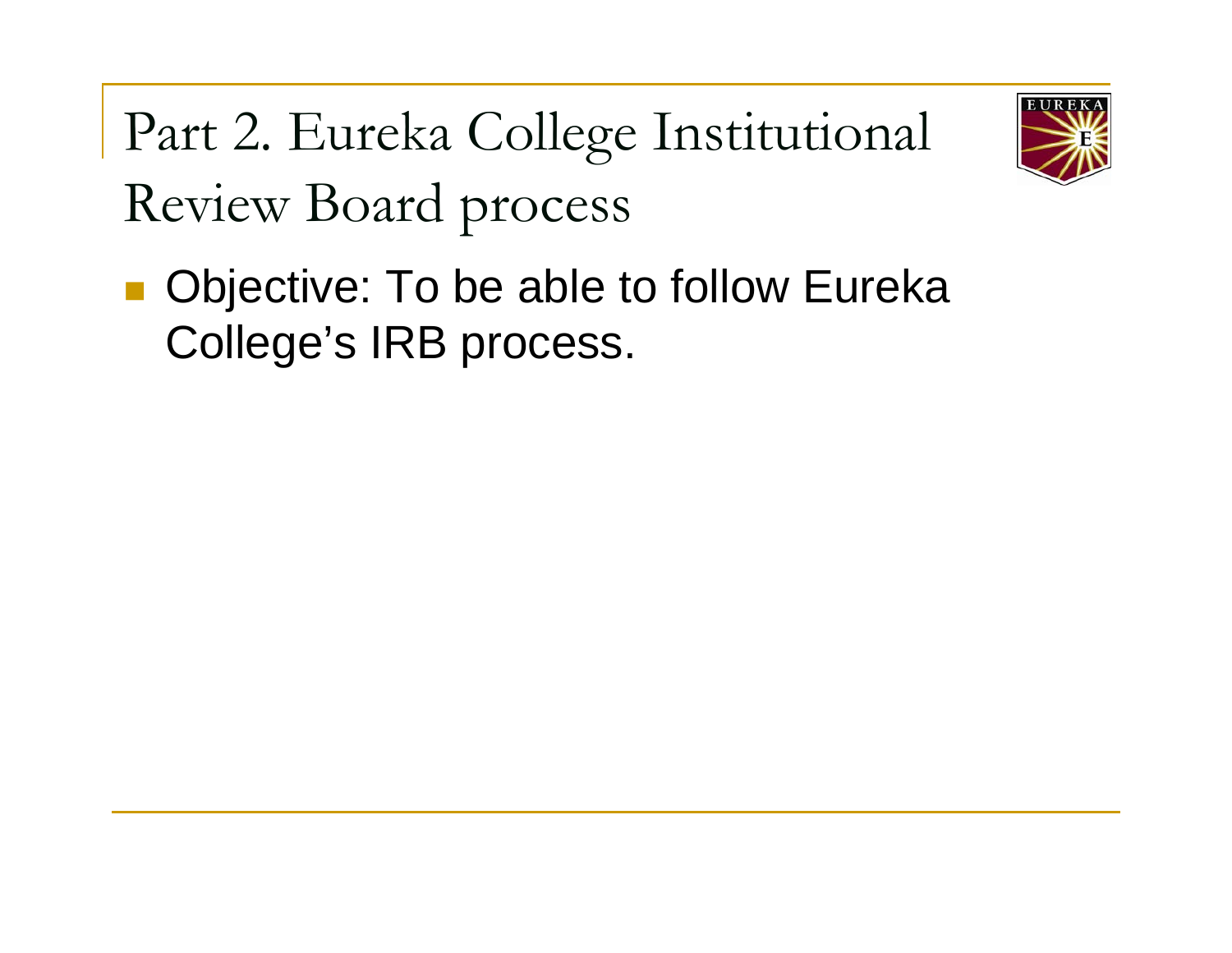# Part 2. Eureka College Institutional Review Board process

- Objective: To be able to follow Eureka College's IRB process.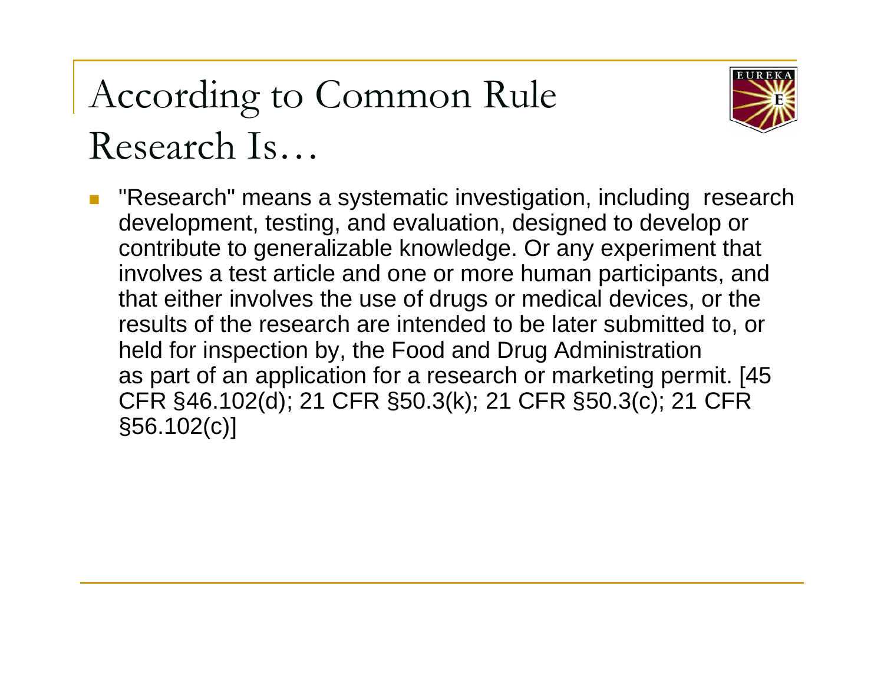# According to Common Rule Research Is…

- "Research" means a systematic investigation, including research development, testing, and evaluation, designed to develop or contribute to generalizable knowledge. Or any experiment that involves a test article and one or more human participants, and that either involves the use of drugs or medical devices, or the results of the research are intended to be later submitted to, or held for inspection by, the Food and Drug Administration as part of an application for a research or marketing permit. [45 CFR §46.102(d); 21 CFR §50.3(k); 21 CFR §50.3(c); 21 CFR §56.102(c)]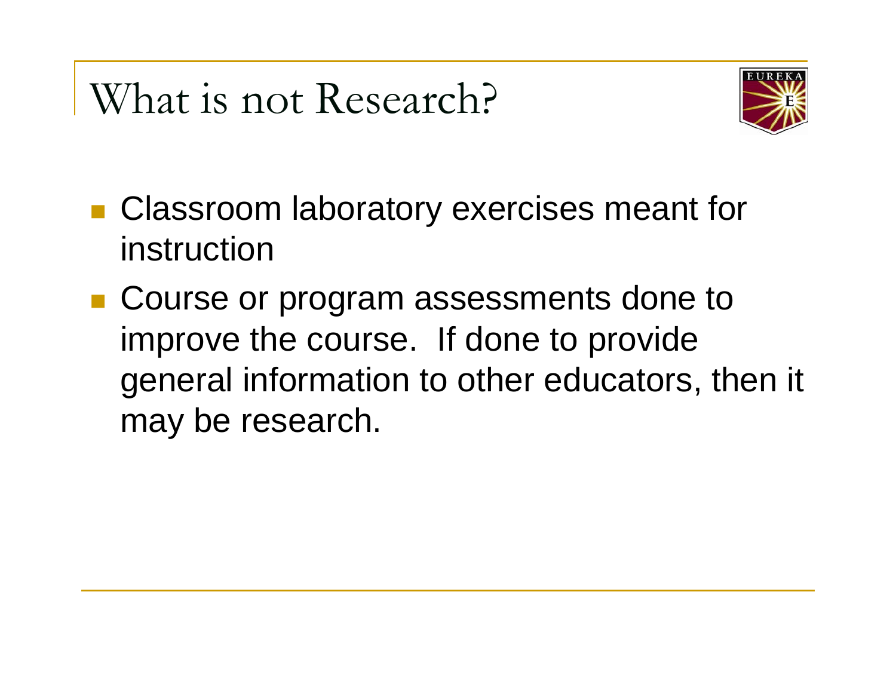# What is not Research?

- Classroom laboratory exercises meant for instruction
- Course or program assessments done to improve the course. If done to provide general information to other educators, then it may be research.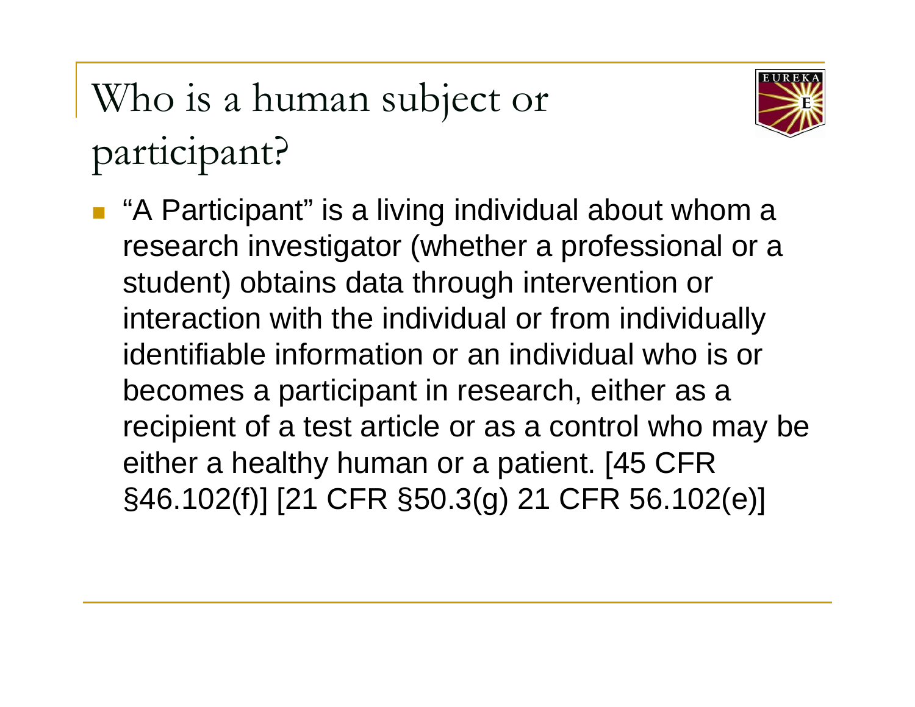# Who is a human subject or participant?

- "A Participant" is a living individual about whom a research investigator (whether a professional or a student) obtains data through intervention or interaction with the individual or from individually identifiable information or an individual who is or becomes a participant in research, either as a recipient of a test article or as a control who may be either a healthy human or a patient. [45 CFR §46.102(f)] [21 CFR §50.3(g) 21 CFR 56.102(e)]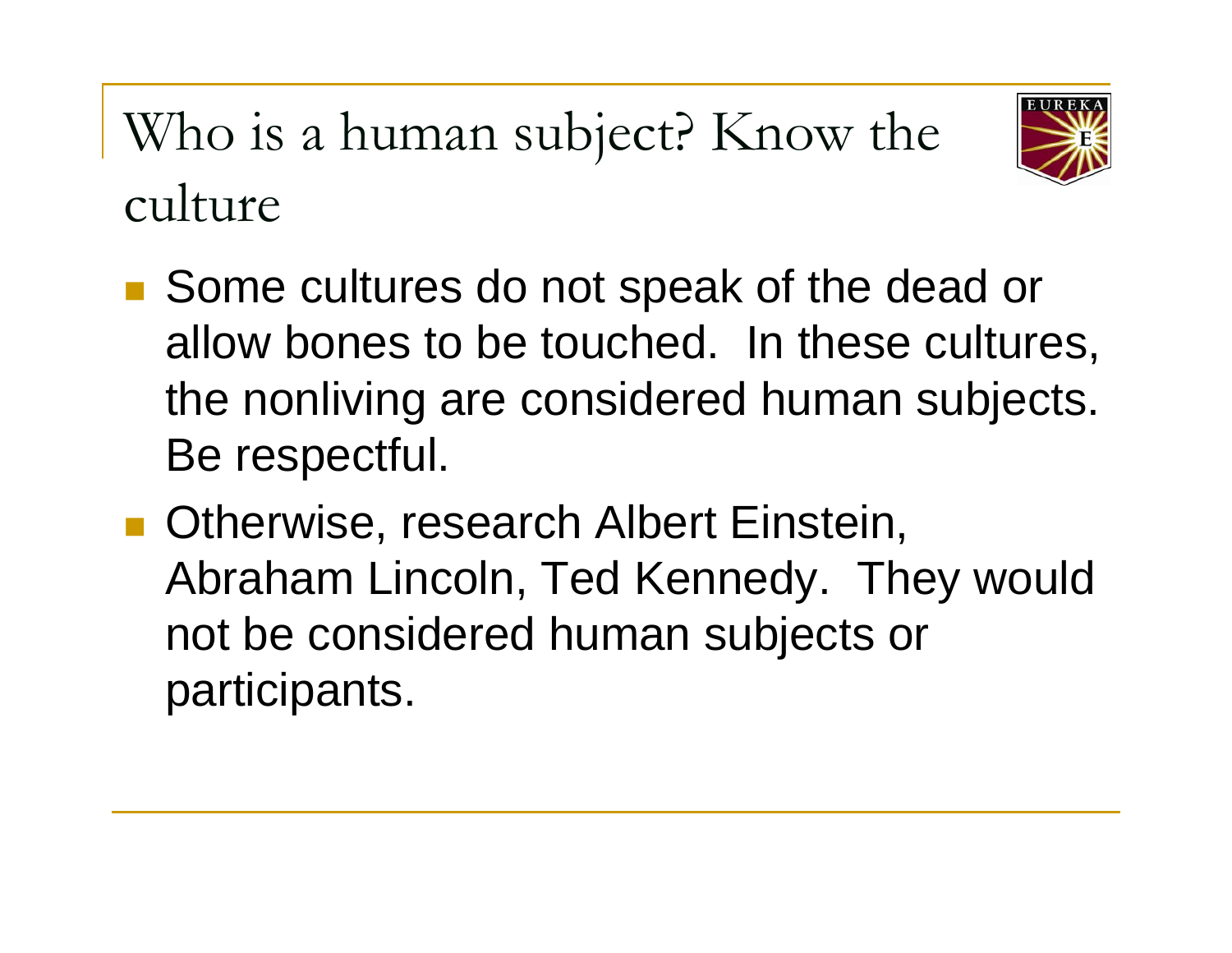# Who is a human subject? Know the culture

- Some cultures do not speak of the dead or allow bones to be touched. In these cultures, the nonliving are considered human subjects. Be respectful.
- Otherwise, research Albert Einstein, Abraham Lincoln, Ted Kennedy. They would not be considered human subjects or participants.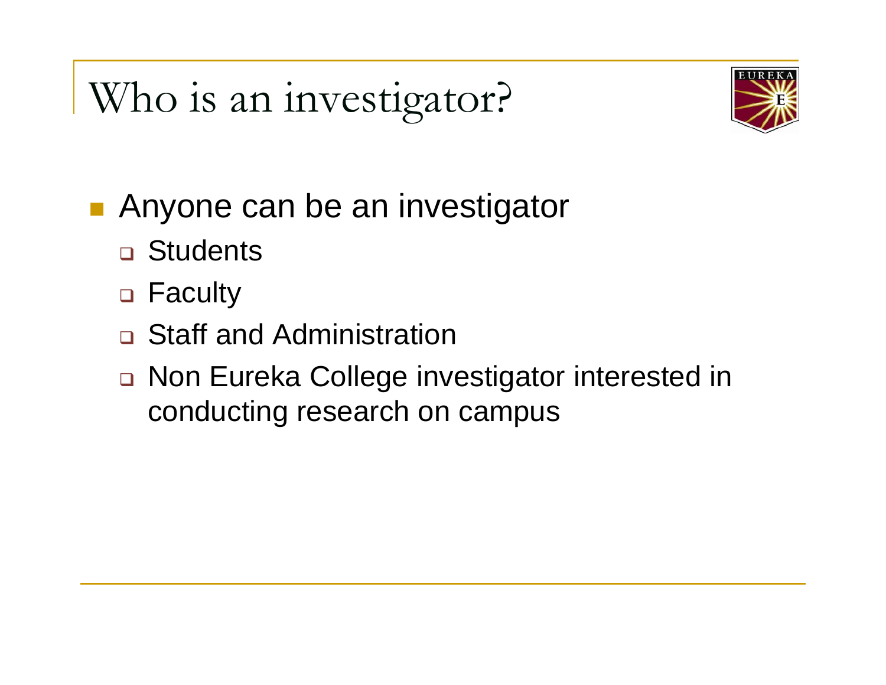# Who is an investigator?

- Anyone can be an investigator
  - Students
  - Faculty
  - Staff and Administration
  - Non Eureka College investigator interested in conducting research on campus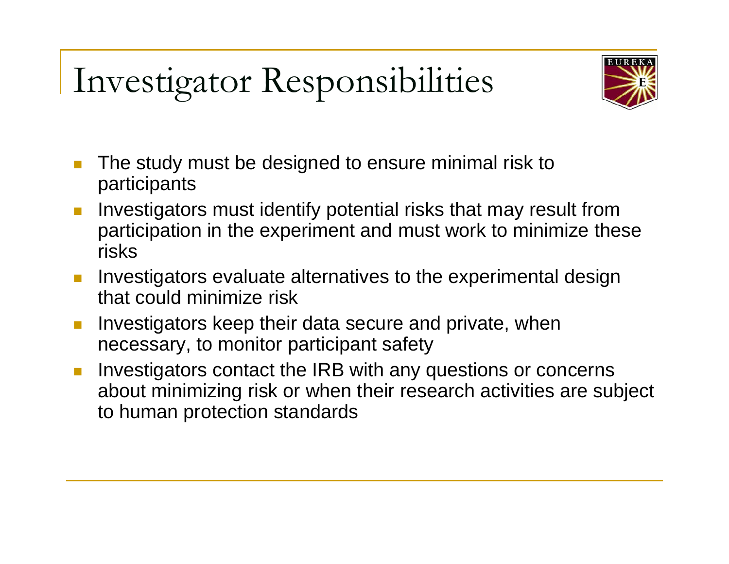# Investigator Responsibilities

- The study must be designed to ensure minimal risk to participants
- Investigators must identify potential risks that may result from participation in the experiment and must work to minimize these risks
- Investigators evaluate alternatives to the experimental design that could minimize risk
- Investigators keep their data secure and private, when necessary, to monitor participant safety
- Investigators contact the IRB with any questions or concerns about minimizing risk or when their research activities are subject to human protection standards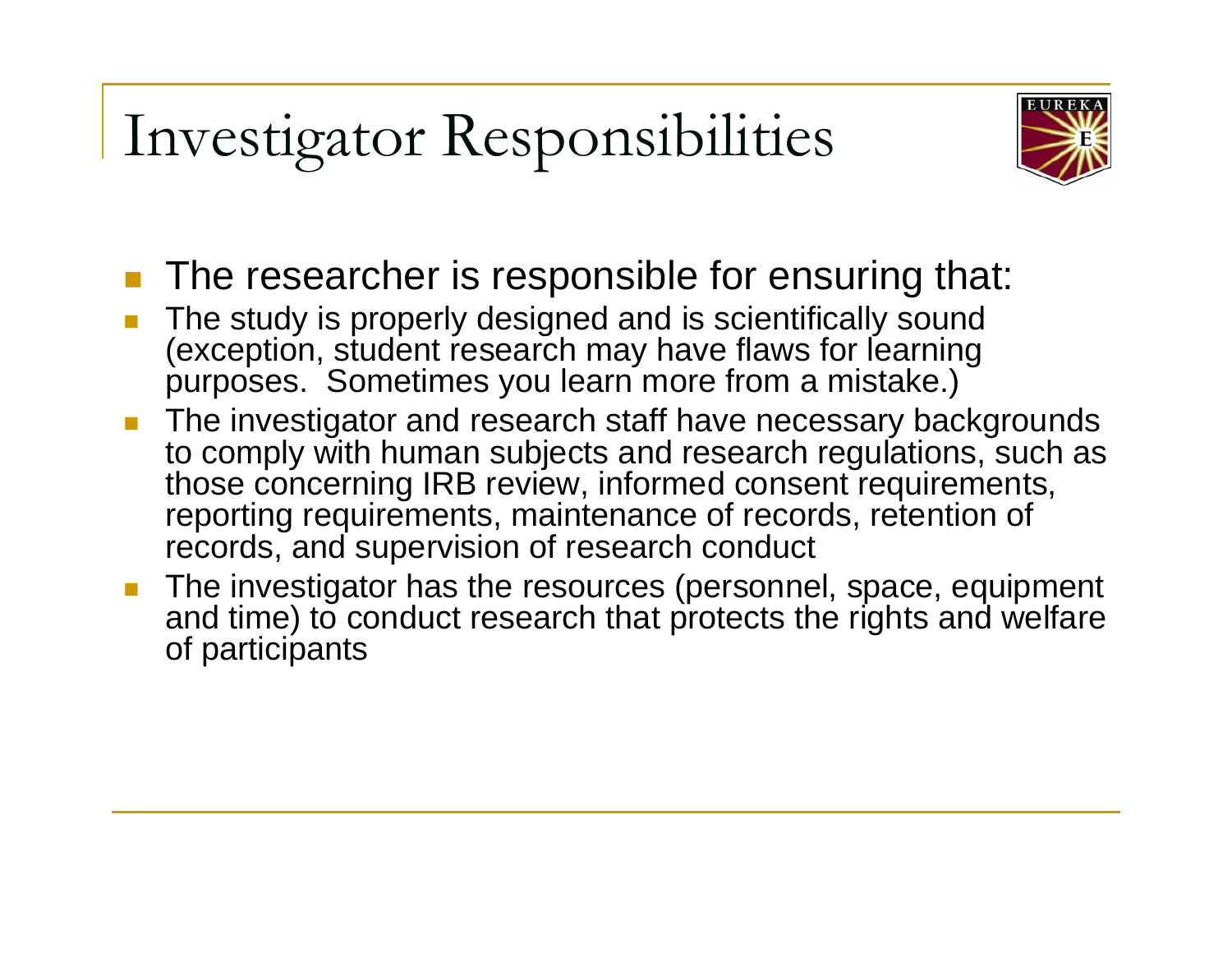# Investigator Responsibilities

- The researcher is responsible for ensuring that:
- The study is properly designed and is scientifically sound (exception, student research may have flaws for learning purposes. Sometimes you learn more from a mistake.)
- The investigator and research staff have necessary backgrounds to comply with human subjects and research regulations, such as those concerning IRB review, informed consent requirements, reporting requirements, maintenance of records, retention of records, and supervision of research conduct
- The investigator has the resources (personnel, space, equipment and time) to conduct research that protects the rights and welfare of participants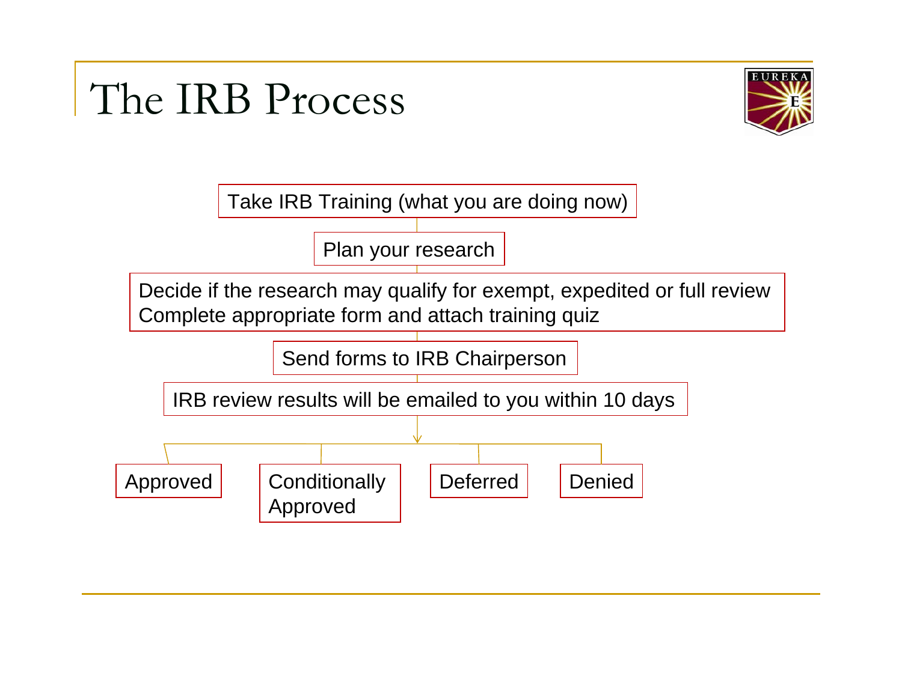# The IRB Process

Take IRB Training (what you are doing now)

Plan your research

Decide if the research may qualify for exempt, expedited or full review
Complete appropriate form and attach training quiz

Send forms to IRB Chairperson

IRB review results will be emailed to you within 10 days

- Approved
- Conditionally Approved
- Deferred
- Denied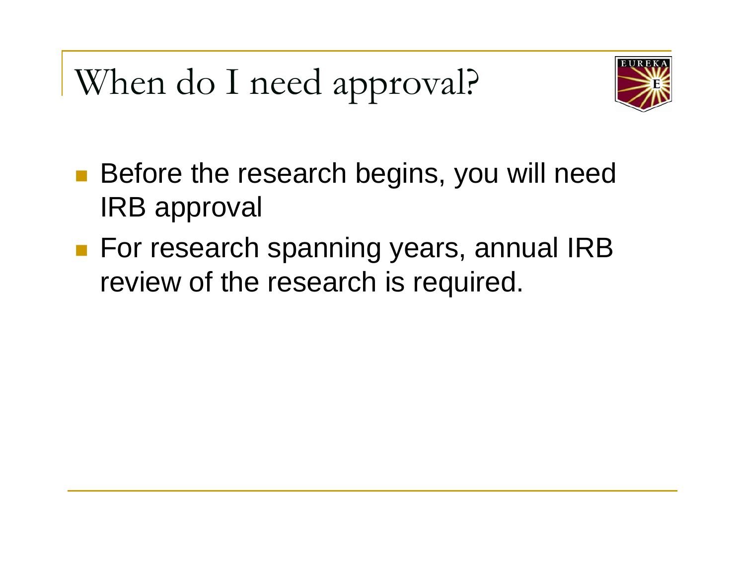# When do I need approval?

- Before the research begins, you will need IRB approval
- For research spanning years, annual IRB review of the research is required.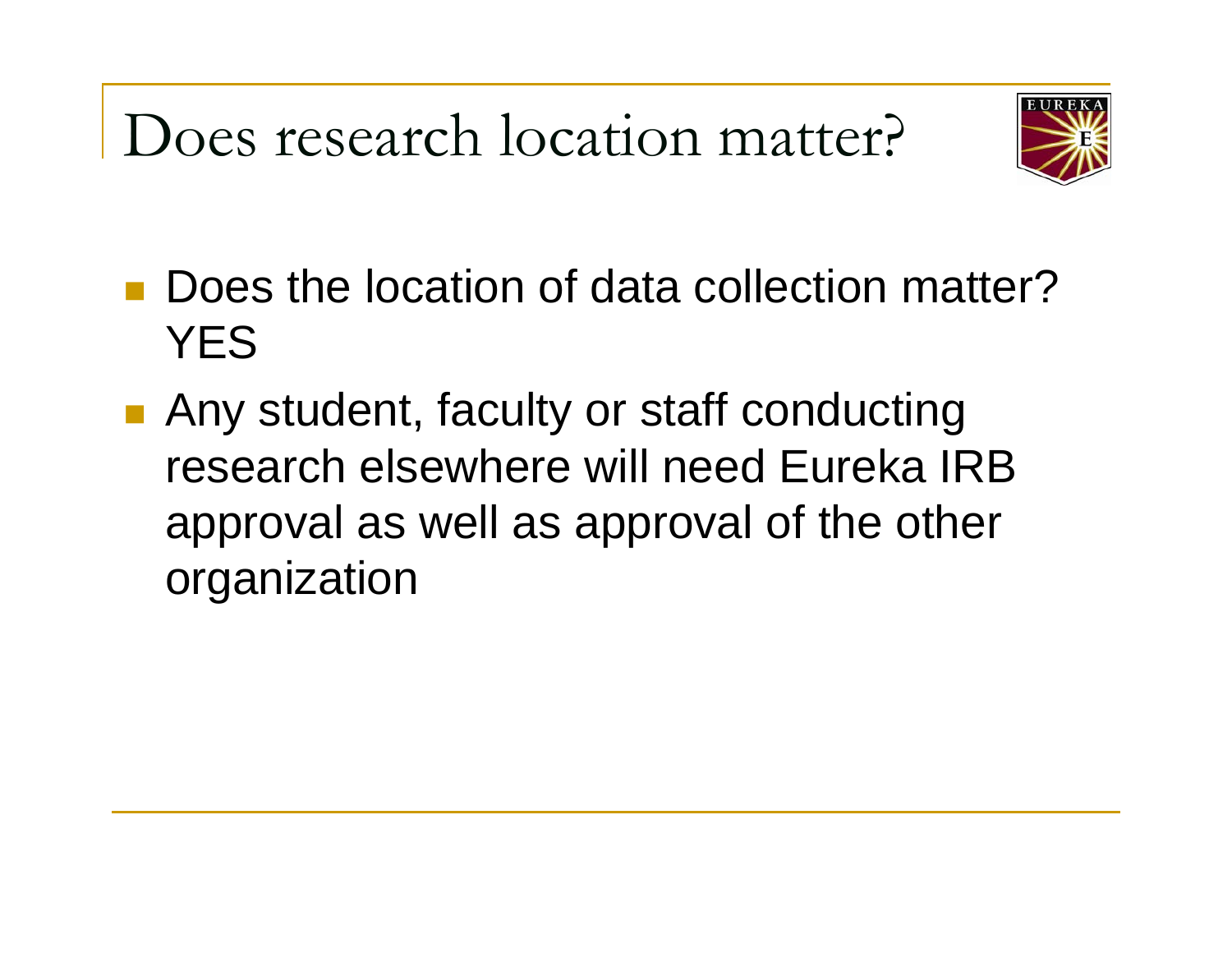# Does research location matter?

- Does the location of data collection matter? YES
- Any student, faculty or staff conducting research elsewhere will need Eureka IRB approval as well as approval of the other organization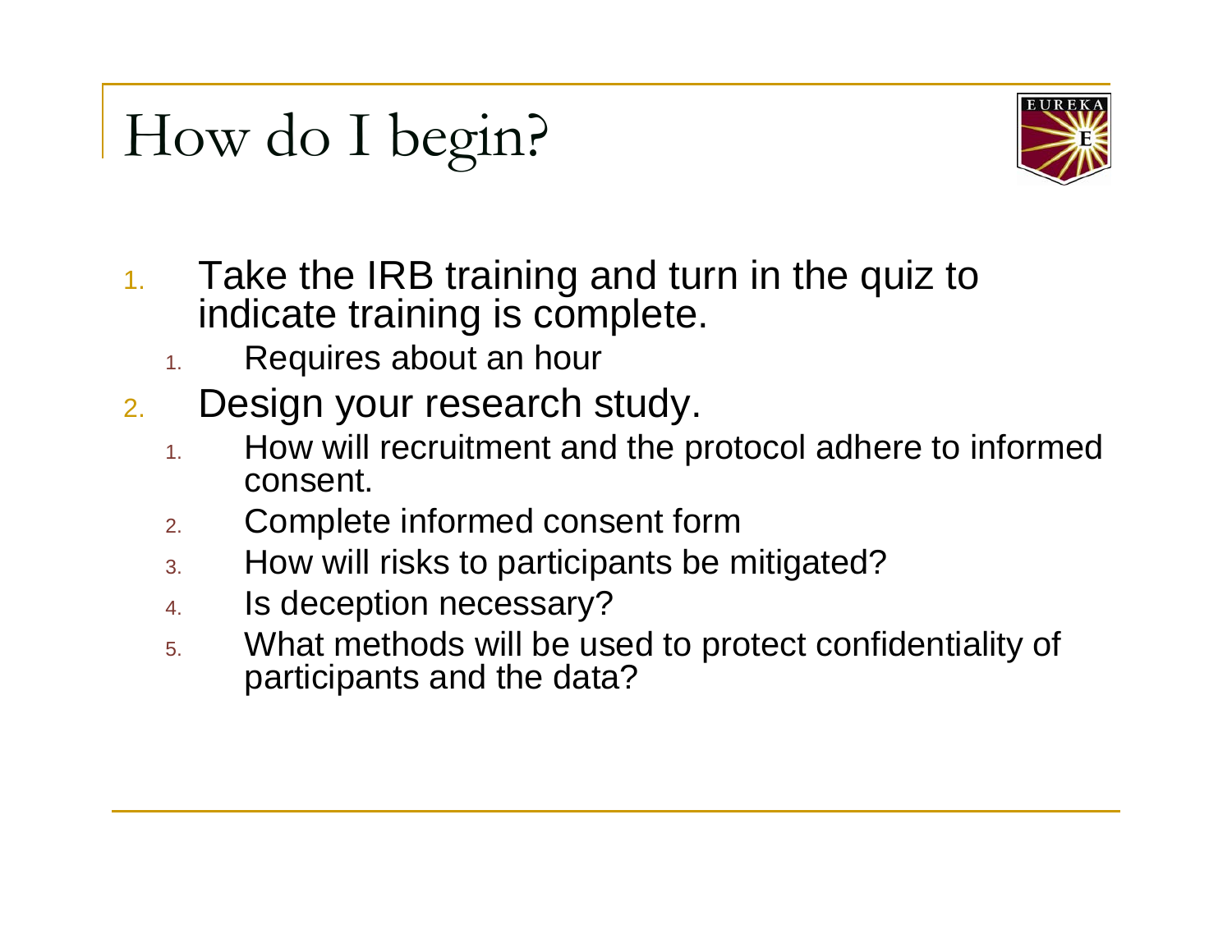# How do I begin?

1. Take the IRB training and turn in the quiz to indicate training is complete.
   1. Requires about an hour
2. Design your research study.
   1. How will recruitment and the protocol adhere to informed consent.
   2. Complete informed consent form
   3. How will risks to participants be mitigated?
   4. Is deception necessary?
   5. What methods will be used to protect confidentiality of participants and the data?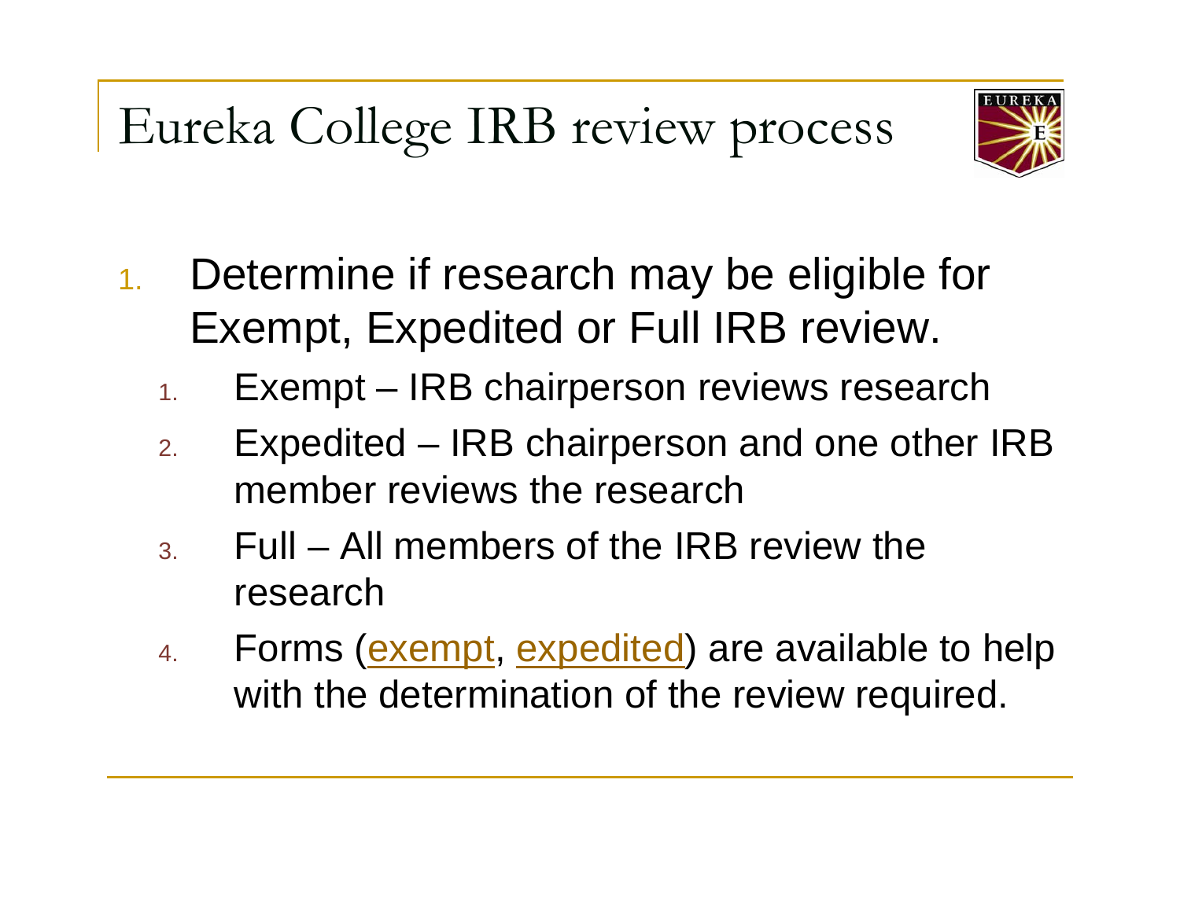# Eureka College IRB review process

1. Determine if research may be eligible for Exempt, Expedited or Full IRB review.
   1. Exempt – IRB chairperson reviews research
   2. Expedited – IRB chairperson and one other IRB member reviews the research
   3. Full – All members of the IRB review the research
   4. Forms (exempt, expedited) are available to help with the determination of the review required.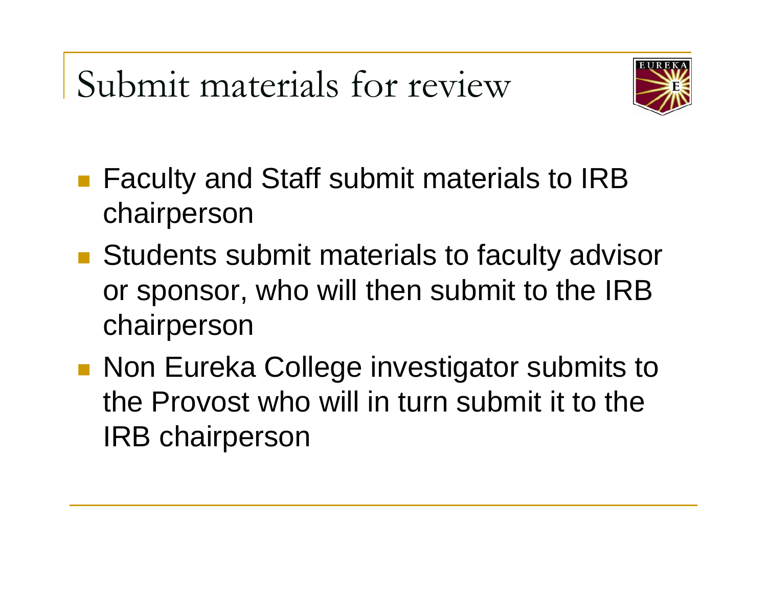# Submit materials for review

- Faculty and Staff submit materials to IRB chairperson
- Students submit materials to faculty advisor or sponsor, who will then submit to the IRB chairperson
- Non Eureka College investigator submits to the Provost who will in turn submit it to the IRB chairperson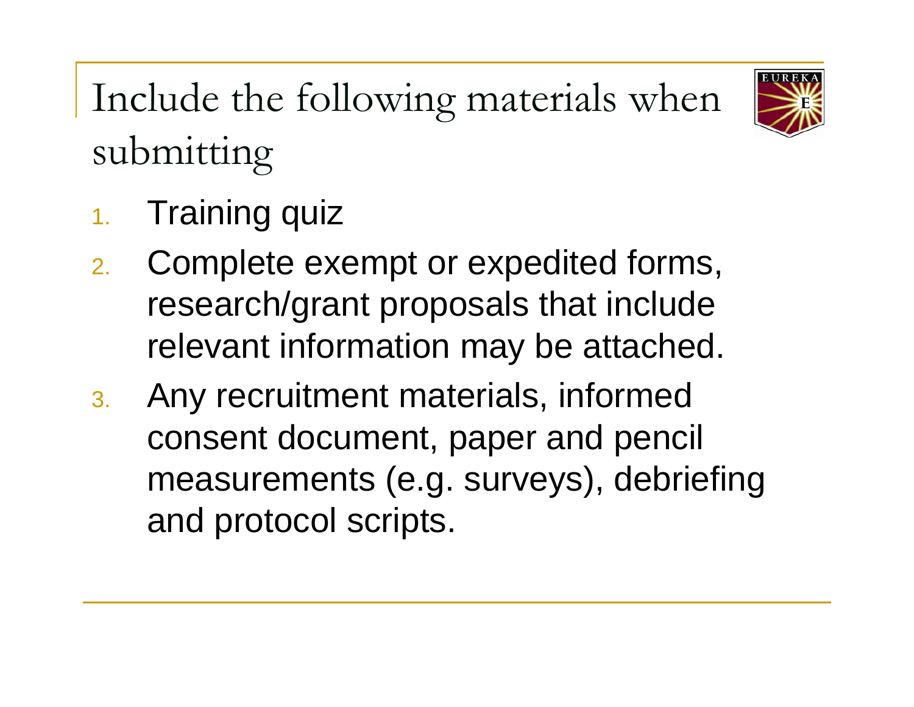# Include the following materials when submitting

1. Training quiz
2. Complete exempt or expedited forms, research/grant proposals that include relevant information may be attached.
3. Any recruitment materials, informed consent document, paper and pencil measurements (e.g. surveys), debriefing and protocol scripts.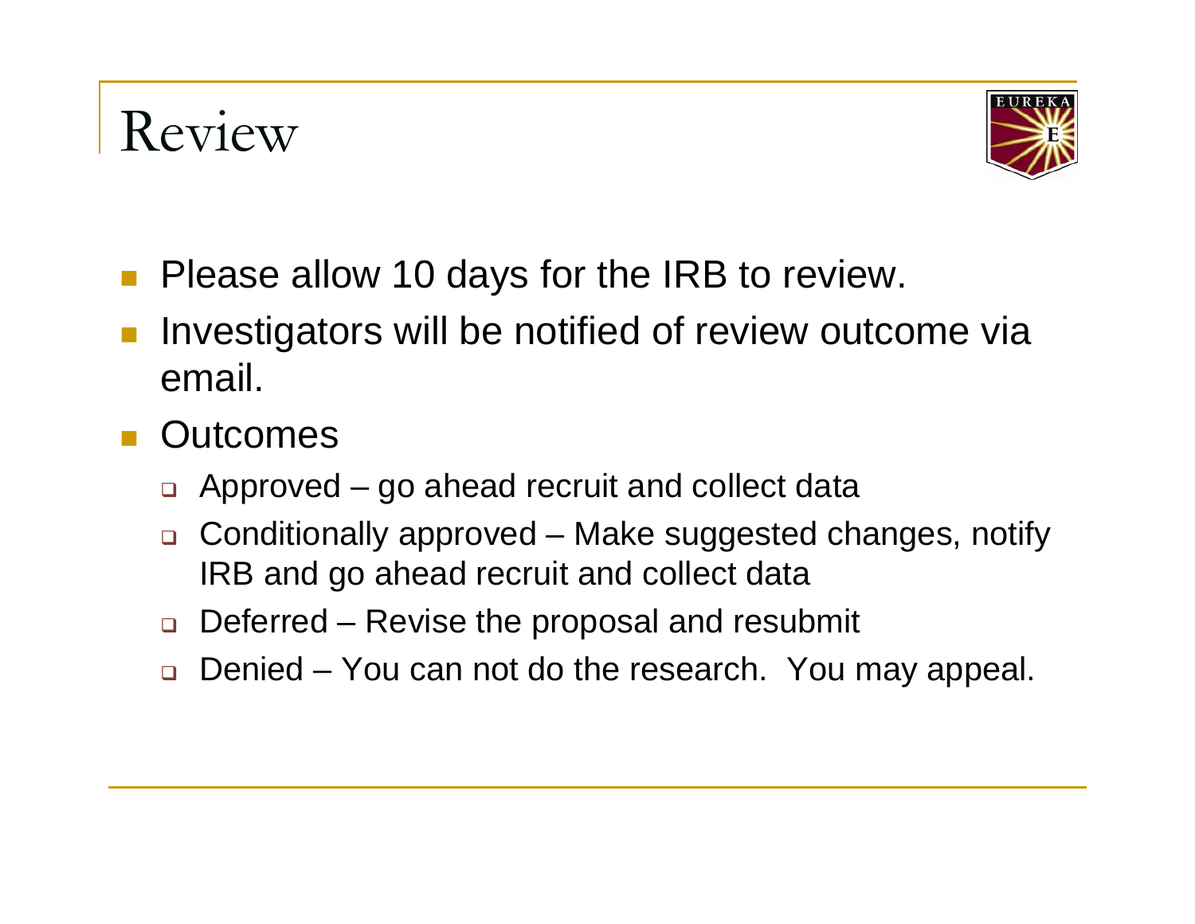# Review

- Please allow 10 days for the IRB to review.
- Investigators will be notified of review outcome via email.
- Outcomes
  - Approved – go ahead recruit and collect data
  - Conditionally approved – Make suggested changes, notify IRB and go ahead recruit and collect data
  - Deferred – Revise the proposal and resubmit
  - Denied – You can not do the research. You may appeal.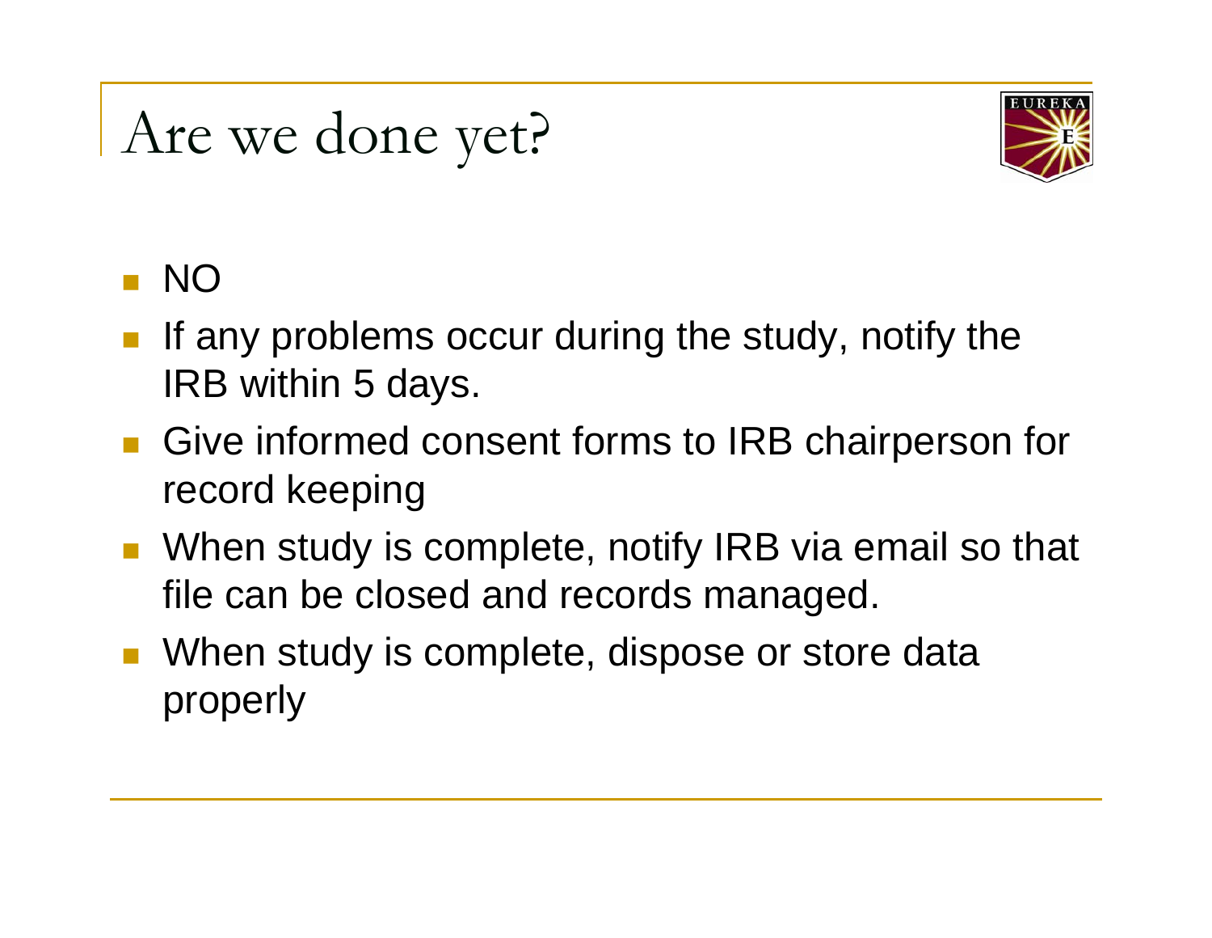# Are we done yet?

- NO
- If any problems occur during the study, notify the IRB within 5 days.
- Give informed consent forms to IRB chairperson for record keeping
- When study is complete, notify IRB via email so that file can be closed and records managed.
- When study is complete, dispose or store data properly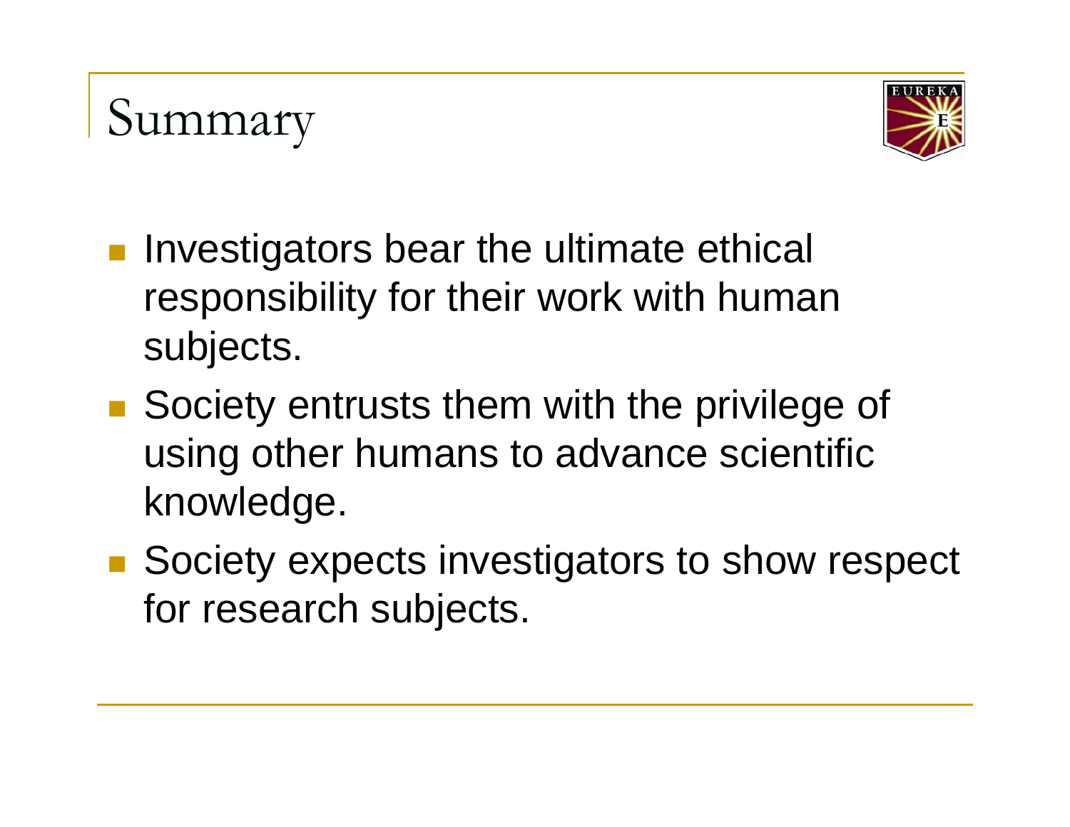# Summary

- Investigators bear the ultimate ethical responsibility for their work with human subjects.
- Society entrusts them with the privilege of using other humans to advance scientific knowledge.
- Society expects investigators to show respect for research subjects.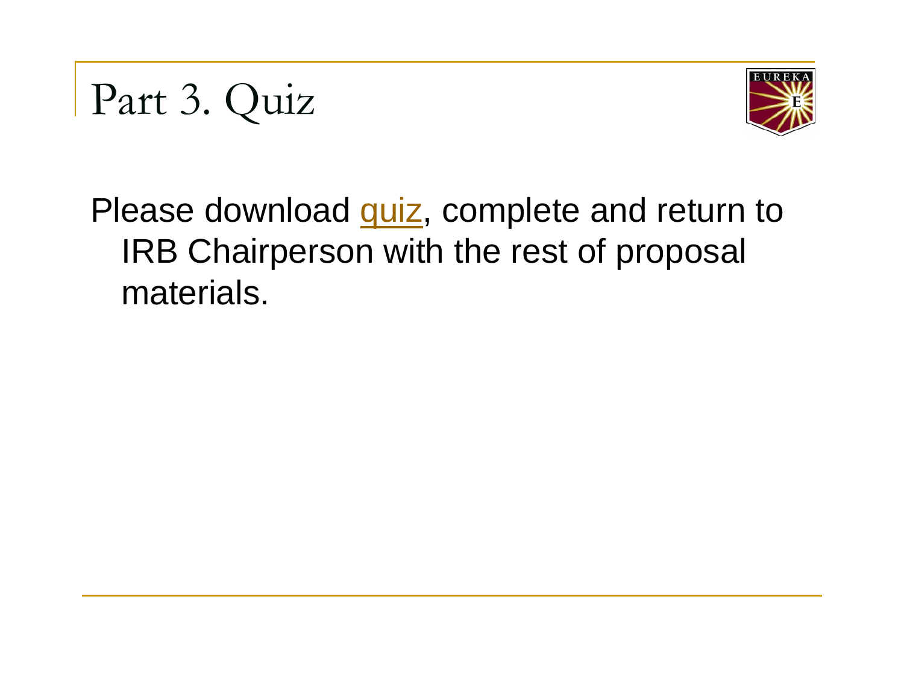# Part 3. Quiz

Please download quiz, complete and return to IRB Chairperson with the rest of proposal materials.